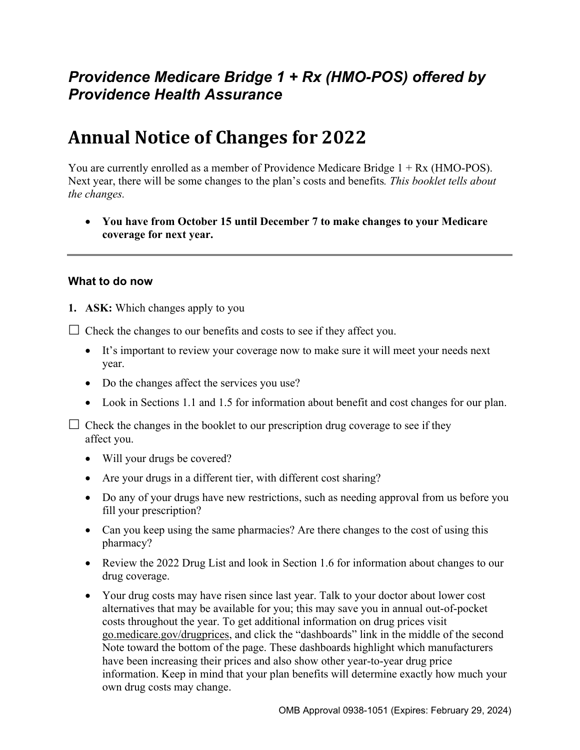***Providence Medicare Bridge 1 + Rx (HMO-POS) offered by Providence Health Assurance***

# Annual Notice of Changes for 2022

You are currently enrolled as a member of Providence Medicare Bridge 1 + Rx (HMO-POS). Next year, there will be some changes to the plan's costs and benefits. *This booklet tells about the changes.*

- **You have from October 15 until December 7 to make changes to your Medicare coverage for next year.**

---

### What to do now

1. **ASK:** Which changes apply to you

☐ Check the changes to our benefits and costs to see if they affect you.

- It's important to review your coverage now to make sure it will meet your needs next year.
- Do the changes affect the services you use?
- Look in Sections 1.1 and 1.5 for information about benefit and cost changes for our plan.

☐ Check the changes in the booklet to our prescription drug coverage to see if they affect you.

- Will your drugs be covered?
- Are your drugs in a different tier, with different cost sharing?
- Do any of your drugs have new restrictions, such as needing approval from us before you fill your prescription?
- Can you keep using the same pharmacies? Are there changes to the cost of using this pharmacy?
- Review the 2022 Drug List and look in Section 1.6 for information about changes to our drug coverage.
- Your drug costs may have risen since last year. Talk to your doctor about lower cost alternatives that may be available for you; this may save you in annual out-of-pocket costs throughout the year. To get additional information on drug prices visit go.medicare.gov/drugprices, and click the "dashboards" link in the middle of the second Note toward the bottom of the page. These dashboards highlight which manufacturers have been increasing their prices and also show other year-to-year drug price information. Keep in mind that your plan benefits will determine exactly how much your own drug costs may change.

OMB Approval 0938-1051 (Expires: February 29, 2024)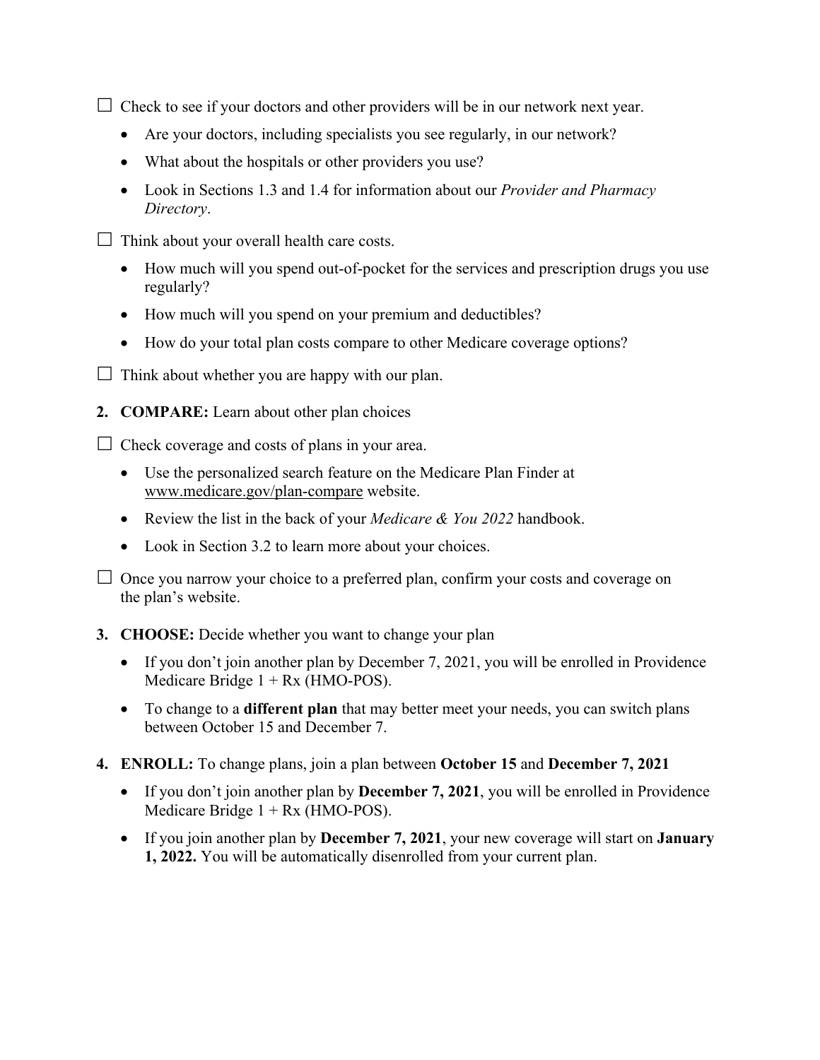☐ Check to see if your doctors and other providers will be in our network next year.

- Are your doctors, including specialists you see regularly, in our network?
- What about the hospitals or other providers you use?
- Look in Sections 1.3 and 1.4 for information about our *Provider and Pharmacy Directory*.

☐ Think about your overall health care costs.

- How much will you spend out-of-pocket for the services and prescription drugs you use regularly?
- How much will you spend on your premium and deductibles?
- How do your total plan costs compare to other Medicare coverage options?

☐ Think about whether you are happy with our plan.

2. **COMPARE:** Learn about other plan choices

☐ Check coverage and costs of plans in your area.

- Use the personalized search feature on the Medicare Plan Finder at www.medicare.gov/plan-compare website.
- Review the list in the back of your *Medicare & You 2022* handbook.
- Look in Section 3.2 to learn more about your choices.

☐ Once you narrow your choice to a preferred plan, confirm your costs and coverage on the plan's website.

3. **CHOOSE:** Decide whether you want to change your plan

- If you don't join another plan by December 7, 2021, you will be enrolled in Providence Medicare Bridge 1 + Rx (HMO-POS).
- To change to a **different plan** that may better meet your needs, you can switch plans between October 15 and December 7.

4. **ENROLL:** To change plans, join a plan between **October 15** and **December 7, 2021**

- If you don't join another plan by **December 7, 2021**, you will be enrolled in Providence Medicare Bridge 1 + Rx (HMO-POS).
- If you join another plan by **December 7, 2021**, your new coverage will start on **January 1, 2022.** You will be automatically disenrolled from your current plan.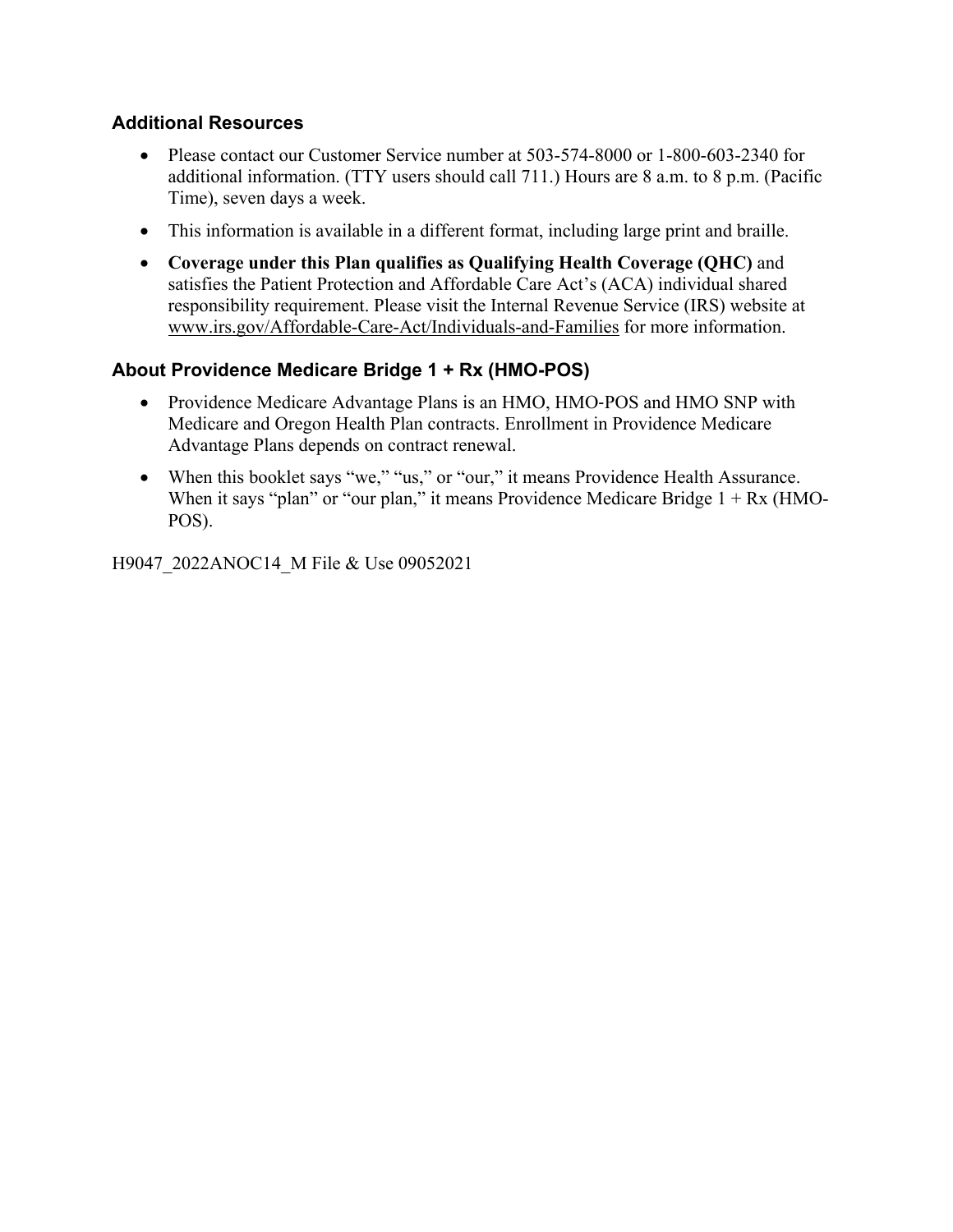### Additional Resources

- Please contact our Customer Service number at 503-574-8000 or 1-800-603-2340 for additional information. (TTY users should call 711.) Hours are 8 a.m. to 8 p.m. (Pacific Time), seven days a week.
- This information is available in a different format, including large print and braille.
- **Coverage under this Plan qualifies as Qualifying Health Coverage (QHC)** and satisfies the Patient Protection and Affordable Care Act's (ACA) individual shared responsibility requirement. Please visit the Internal Revenue Service (IRS) website at www.irs.gov/Affordable-Care-Act/Individuals-and-Families for more information.

### About Providence Medicare Bridge 1 + Rx (HMO-POS)

- Providence Medicare Advantage Plans is an HMO, HMO-POS and HMO SNP with Medicare and Oregon Health Plan contracts. Enrollment in Providence Medicare Advantage Plans depends on contract renewal.
- When this booklet says "we," "us," or "our," it means Providence Health Assurance. When it says "plan" or "our plan," it means Providence Medicare Bridge 1 + Rx (HMO-POS).

H9047_2022ANOC14_M File & Use 09052021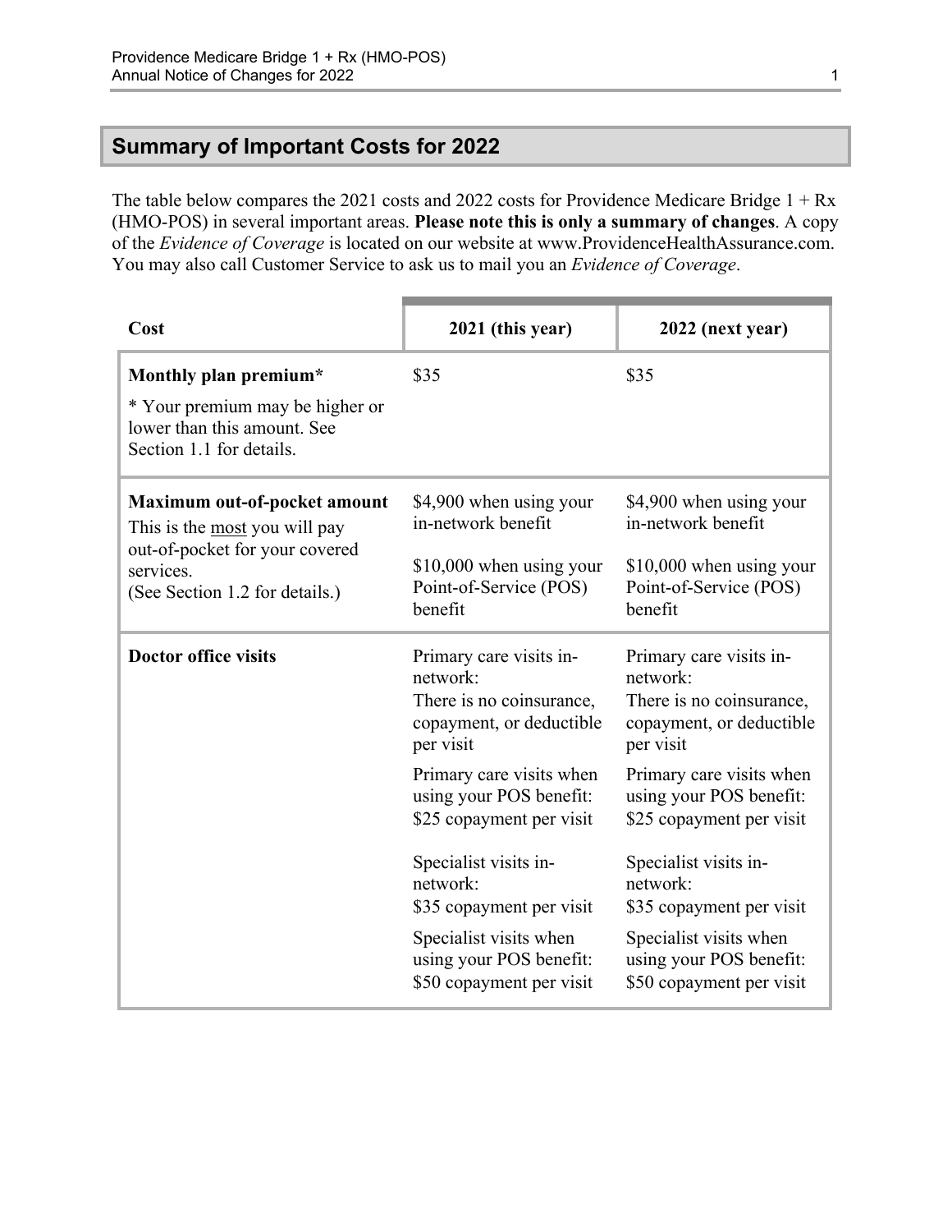## Summary of Important Costs for 2022

The table below compares the 2021 costs and 2022 costs for Providence Medicare Bridge 1 + Rx (HMO-POS) in several important areas. **Please note this is only a summary of changes**. A copy of the *Evidence of Coverage* is located on our website at www.ProvidenceHealthAssurance.com. You may also call Customer Service to ask us to mail you an *Evidence of Coverage*.

| Cost | 2021 (this year) | 2022 (next year) |
|---|---|---|
| **Monthly plan premium*** <br><br> * Your premium may be higher or lower than this amount. See Section 1.1 for details. | $35 | $35 |
| **Maximum out-of-pocket amount** <br> This is the most you will pay out-of-pocket for your covered services. <br> (See Section 1.2 for details.) | $4,900 when using your in-network benefit <br><br> $10,000 when using your Point-of-Service (POS) benefit | $4,900 when using your in-network benefit <br><br> $10,000 when using your Point-of-Service (POS) benefit |
| **Doctor office visits** | Primary care visits in-network: <br> There is no coinsurance, copayment, or deductible per visit <br><br> Primary care visits when using your POS benefit: <br> $25 copayment per visit <br><br> Specialist visits in-network: <br> $35 copayment per visit <br><br> Specialist visits when using your POS benefit: <br> $50 copayment per visit | Primary care visits in-network: <br> There is no coinsurance, copayment, or deductible per visit <br><br> Primary care visits when using your POS benefit: <br> $25 copayment per visit <br><br> Specialist visits in-network: <br> $35 copayment per visit <br><br> Specialist visits when using your POS benefit: <br> $50 copayment per visit |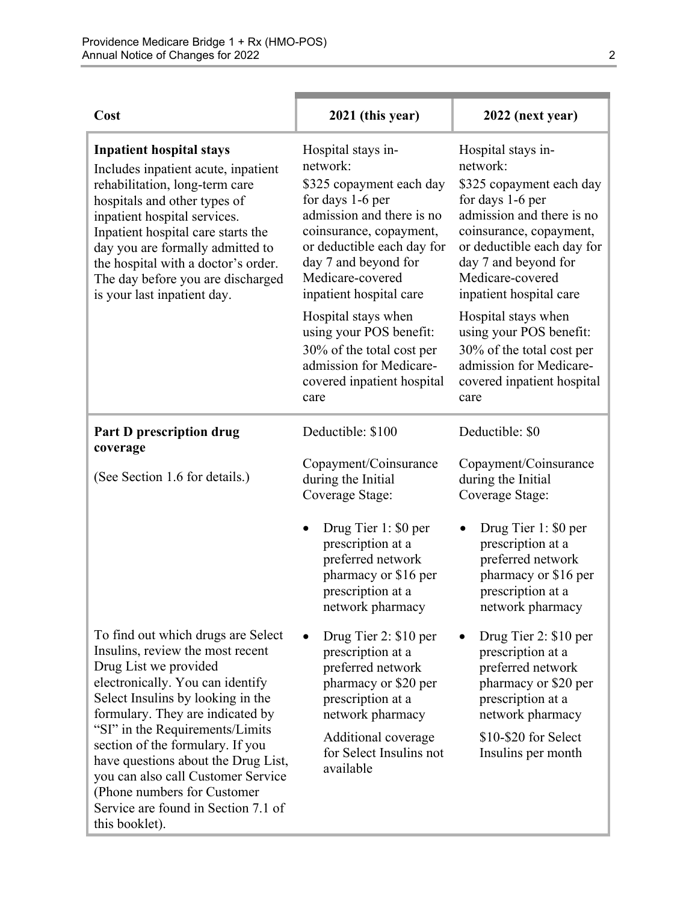| Cost | 2021 (this year) | 2022 (next year) |
|---|---|---|
| **Inpatient hospital stays**<br>Includes inpatient acute, inpatient rehabilitation, long-term care hospitals and other types of inpatient hospital services. Inpatient hospital care starts the day you are formally admitted to the hospital with a doctor's order. The day before you are discharged is your last inpatient day. | Hospital stays in-network:<br>$325 copayment each day for days 1-6 per admission and there is no coinsurance, copayment, or deductible each day for day 7 and beyond for Medicare-covered inpatient hospital care<br><br>Hospital stays when using your POS benefit:<br>30% of the total cost per admission for Medicare-covered inpatient hospital care | Hospital stays in-network:<br>$325 copayment each day for days 1-6 per admission and there is no coinsurance, copayment, or deductible each day for day 7 and beyond for Medicare-covered inpatient hospital care<br><br>Hospital stays when using your POS benefit:<br>30% of the total cost per admission for Medicare-covered inpatient hospital care |
| **Part D prescription drug coverage**<br><br>(See Section 1.6 for details.)<br><br>To find out which drugs are Select Insulins, review the most recent Drug List we provided electronically. You can identify Select Insulins by looking in the formulary. They are indicated by "SI" in the Requirements/Limits section of the formulary. If you have questions about the Drug List, you can also call Customer Service (Phone numbers for Customer Service are found in Section 7.1 of this booklet). | Deductible: $100<br><br>Copayment/Coinsurance during the Initial Coverage Stage:<br><br>• Drug Tier 1: $0 per prescription at a preferred network pharmacy or $16 per prescription at a network pharmacy<br>• Drug Tier 2: $10 per prescription at a preferred network pharmacy or $20 per prescription at a network pharmacy<br>Additional coverage for Select Insulins not available | Deductible: $0<br><br>Copayment/Coinsurance during the Initial Coverage Stage:<br><br>• Drug Tier 1: $0 per prescription at a preferred network pharmacy or $16 per prescription at a network pharmacy<br>• Drug Tier 2: $10 per prescription at a preferred network pharmacy or $20 per prescription at a network pharmacy<br>$10-$20 for Select Insulins per month |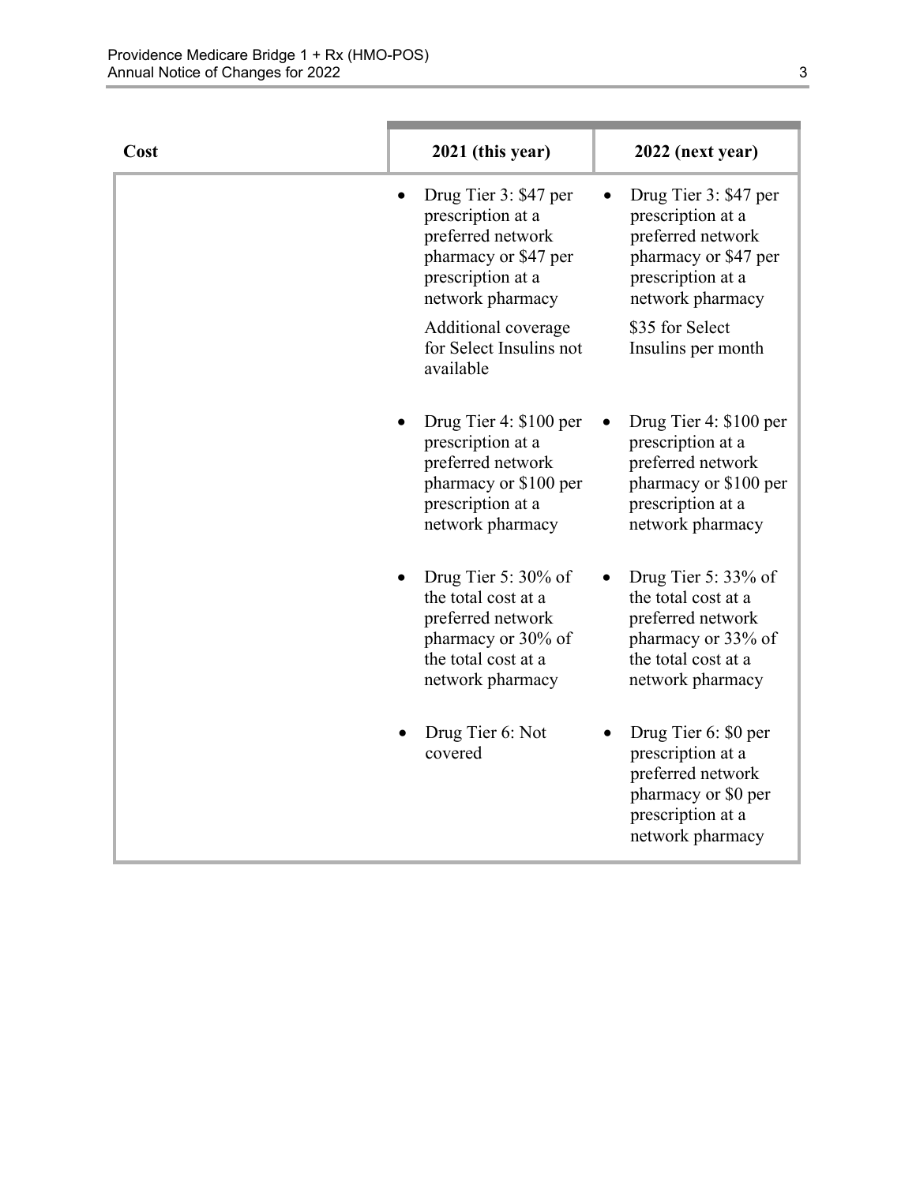| Cost | 2021 (this year) | 2022 (next year) |
|---|---|---|
| | • Drug Tier 3: $47 per prescription at a preferred network pharmacy or $47 per prescription at a network pharmacy<br><br>Additional coverage for Select Insulins not available | • Drug Tier 3: $47 per prescription at a preferred network pharmacy or $47 per prescription at a network pharmacy<br><br>$35 for Select Insulins per month |
| | • Drug Tier 4: $100 per prescription at a preferred network pharmacy or $100 per prescription at a network pharmacy | • Drug Tier 4: $100 per prescription at a preferred network pharmacy or $100 per prescription at a network pharmacy |
| | • Drug Tier 5: 30% of the total cost at a preferred network pharmacy or 30% of the total cost at a network pharmacy | • Drug Tier 5: 33% of the total cost at a preferred network pharmacy or 33% of the total cost at a network pharmacy |
| | • Drug Tier 6: Not covered | • Drug Tier 6: $0 per prescription at a preferred network pharmacy or $0 per prescription at a network pharmacy |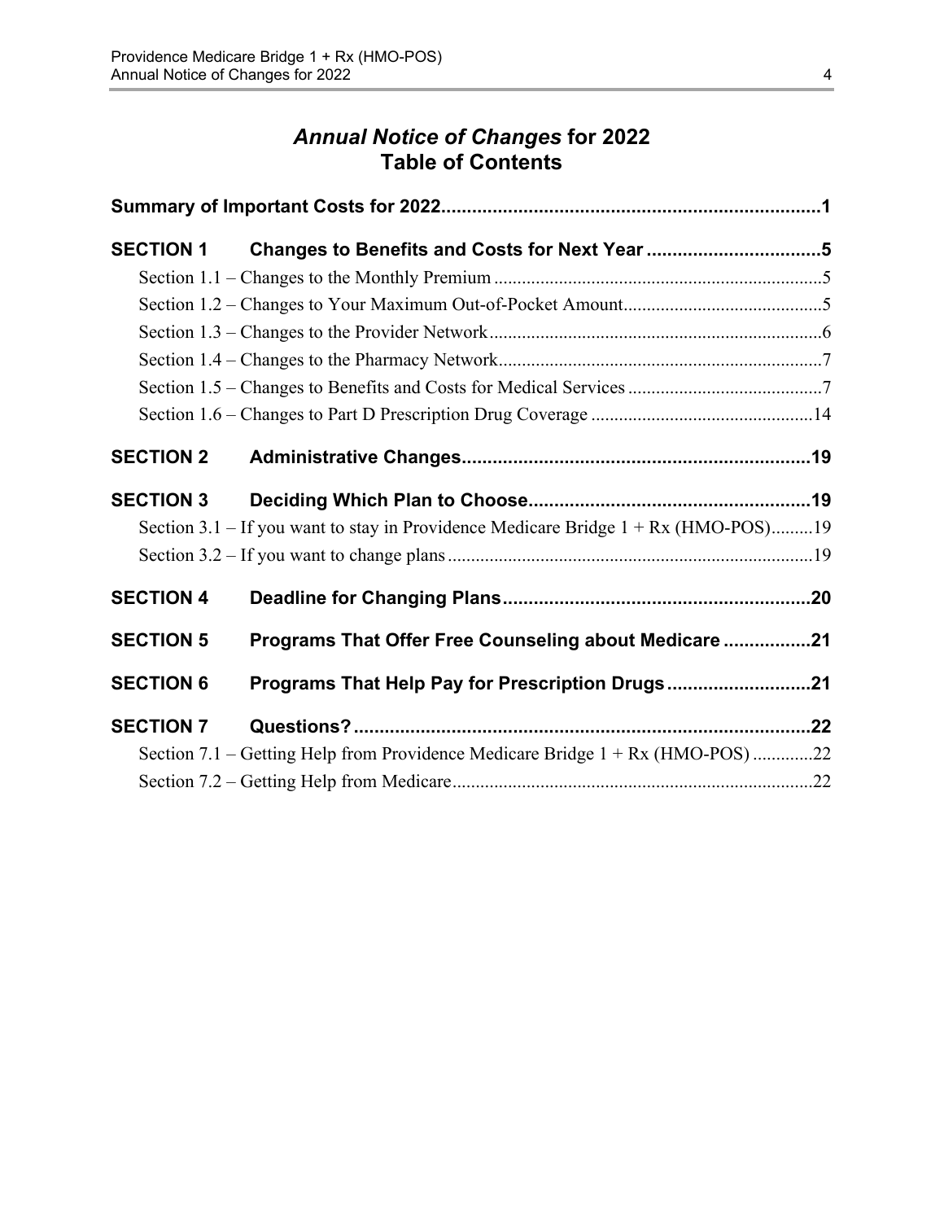# *Annual Notice of Changes* for 2022 Table of Contents

**Summary of Important Costs for 2022** ........................................................................ **1**

**SECTION 1 Changes to Benefits and Costs for Next Year** ................................. **5**

Section 1.1 – Changes to the Monthly Premium ...................................................................... 5

Section 1.2 – Changes to Your Maximum Out-of-Pocket Amount .......................................... 5

Section 1.3 – Changes to the Provider Network ....................................................................... 6

Section 1.4 – Changes to the Pharmacy Network ..................................................................... 7

Section 1.5 – Changes to Benefits and Costs for Medical Services .......................................... 7

Section 1.6 – Changes to Part D Prescription Drug Coverage ............................................... 14

**SECTION 2 Administrative Changes** .................................................................. **19**

**SECTION 3 Deciding Which Plan to Choose** ...................................................... **19**

Section 3.1 – If you want to stay in Providence Medicare Bridge 1 + Rx (HMO-POS) ......... 19

Section 3.2 – If you want to change plans ............................................................................. 19

**SECTION 4 Deadline for Changing Plans** ........................................................... **20**

**SECTION 5 Programs That Offer Free Counseling about Medicare** ................ **21**

**SECTION 6 Programs That Help Pay for Prescription Drugs** ........................... **21**

**SECTION 7 Questions?** ........................................................................................ **22**

Section 7.1 – Getting Help from Providence Medicare Bridge 1 + Rx (HMO-POS) ............. 22

Section 7.2 – Getting Help from Medicare ............................................................................. 22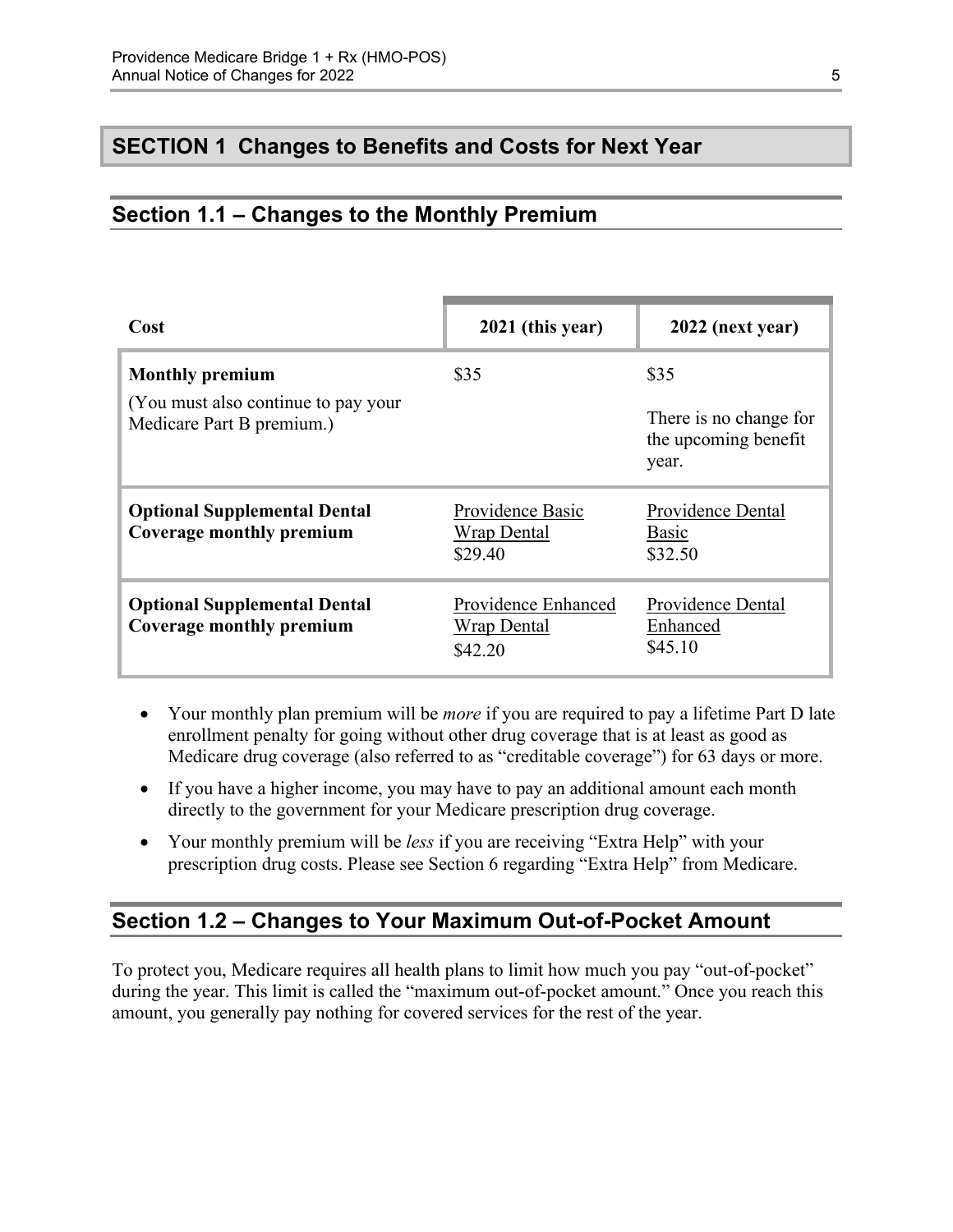# SECTION 1 Changes to Benefits and Costs for Next Year

## Section 1.1 – Changes to the Monthly Premium

| Cost | 2021 (this year) | 2022 (next year) |
|---|---|---|
| **Monthly premium**<br>(You must also continue to pay your Medicare Part B premium.) | $35 | $35<br>There is no change for the upcoming benefit year. |
| **Optional Supplemental Dental Coverage monthly premium** | Providence Basic Wrap Dental<br>$29.40 | Providence Dental Basic<br>$32.50 |
| **Optional Supplemental Dental Coverage monthly premium** | Providence Enhanced Wrap Dental<br>$42.20 | Providence Dental Enhanced<br>$45.10 |

- Your monthly plan premium will be *more* if you are required to pay a lifetime Part D late enrollment penalty for going without other drug coverage that is at least as good as Medicare drug coverage (also referred to as "creditable coverage") for 63 days or more.
- If you have a higher income, you may have to pay an additional amount each month directly to the government for your Medicare prescription drug coverage.
- Your monthly premium will be *less* if you are receiving "Extra Help" with your prescription drug costs. Please see Section 6 regarding "Extra Help" from Medicare.

## Section 1.2 – Changes to Your Maximum Out-of-Pocket Amount

To protect you, Medicare requires all health plans to limit how much you pay "out-of-pocket" during the year. This limit is called the "maximum out-of-pocket amount." Once you reach this amount, you generally pay nothing for covered services for the rest of the year.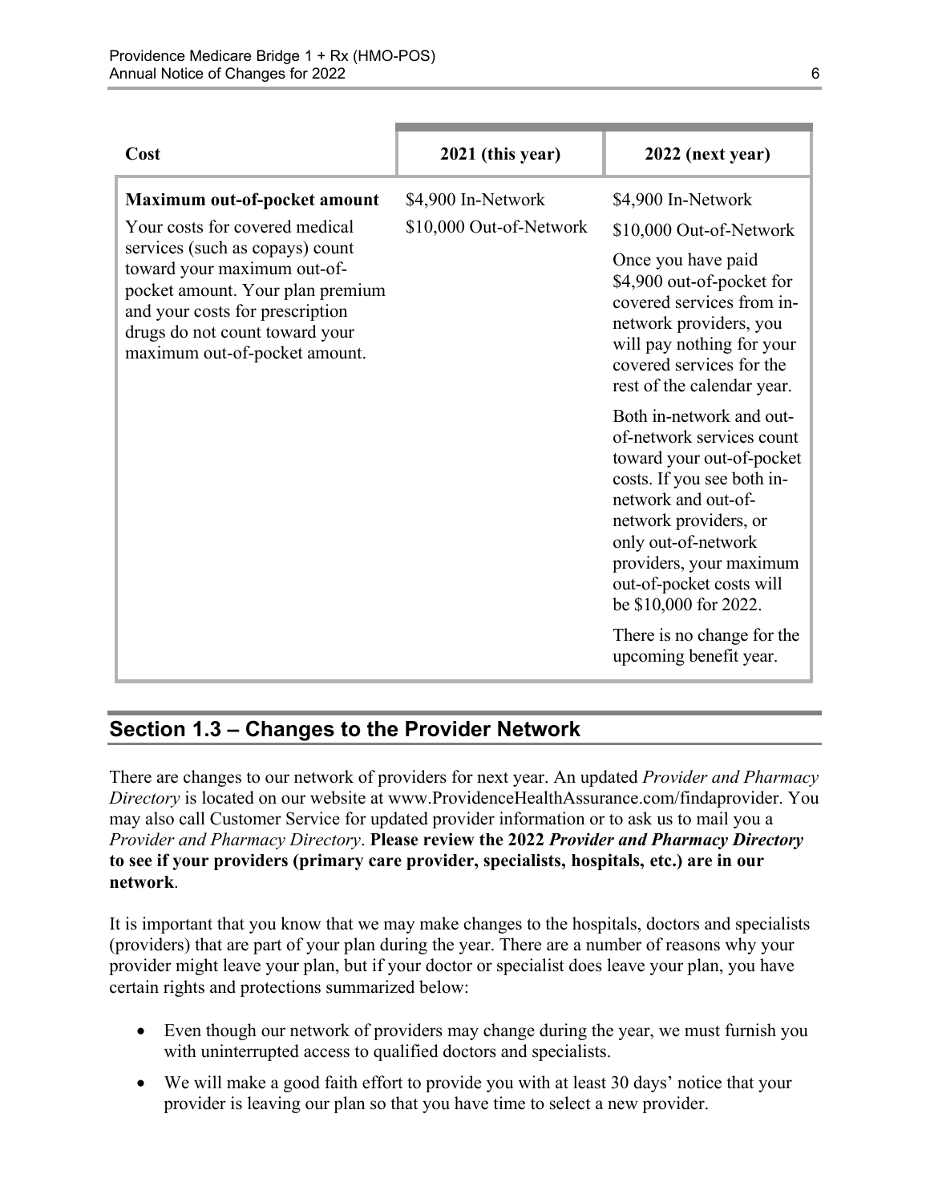| Cost | 2021 (this year) | 2022 (next year) |
|---|---|---|
| **Maximum out-of-pocket amount**<br>Your costs for covered medical services (such as copays) count toward your maximum out-of-pocket amount. Your plan premium and your costs for prescription drugs do not count toward your maximum out-of-pocket amount. | $4,900 In-Network<br>$10,000 Out-of-Network | $4,900 In-Network<br>$10,000 Out-of-Network<br>Once you have paid $4,900 out-of-pocket for covered services from in-network providers, you will pay nothing for your covered services for the rest of the calendar year.<br>Both in-network and out-of-network services count toward your out-of-pocket costs. If you see both in-network and out-of-network providers, or only out-of-network providers, your maximum out-of-pocket costs will be $10,000 for 2022.<br>There is no change for the upcoming benefit year. |

## Section 1.3 – Changes to the Provider Network

There are changes to our network of providers for next year. An updated *Provider and Pharmacy Directory* is located on our website at www.ProvidenceHealthAssurance.com/findaprovider. You may also call Customer Service for updated provider information or to ask us to mail you a *Provider and Pharmacy Directory*. **Please review the 2022 *Provider and Pharmacy Directory* to see if your providers (primary care provider, specialists, hospitals, etc.) are in our network**.

It is important that you know that we may make changes to the hospitals, doctors and specialists (providers) that are part of your plan during the year. There are a number of reasons why your provider might leave your plan, but if your doctor or specialist does leave your plan, you have certain rights and protections summarized below:

- Even though our network of providers may change during the year, we must furnish you with uninterrupted access to qualified doctors and specialists.
- We will make a good faith effort to provide you with at least 30 days' notice that your provider is leaving our plan so that you have time to select a new provider.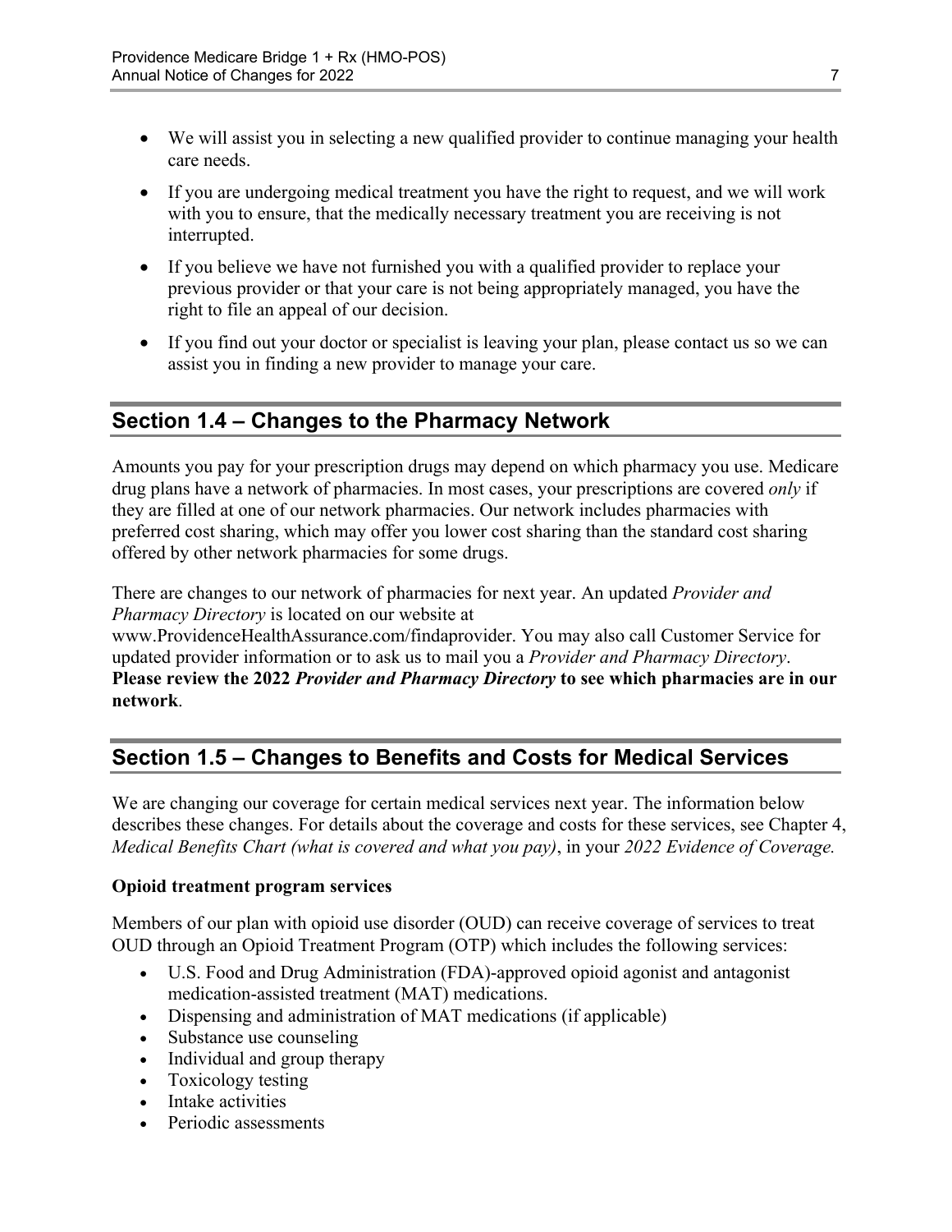- We will assist you in selecting a new qualified provider to continue managing your health care needs.
- If you are undergoing medical treatment you have the right to request, and we will work with you to ensure, that the medically necessary treatment you are receiving is not interrupted.
- If you believe we have not furnished you with a qualified provider to replace your previous provider or that your care is not being appropriately managed, you have the right to file an appeal of our decision.
- If you find out your doctor or specialist is leaving your plan, please contact us so we can assist you in finding a new provider to manage your care.

## Section 1.4 – Changes to the Pharmacy Network

Amounts you pay for your prescription drugs may depend on which pharmacy you use. Medicare drug plans have a network of pharmacies. In most cases, your prescriptions are covered *only* if they are filled at one of our network pharmacies. Our network includes pharmacies with preferred cost sharing, which may offer you lower cost sharing than the standard cost sharing offered by other network pharmacies for some drugs.

There are changes to our network of pharmacies for next year. An updated *Provider and Pharmacy Directory* is located on our website at www.ProvidenceHealthAssurance.com/findaprovider. You may also call Customer Service for updated provider information or to ask us to mail you a *Provider and Pharmacy Directory*. **Please review the 2022 *Provider and Pharmacy Directory* to see which pharmacies are in our network**.

## Section 1.5 – Changes to Benefits and Costs for Medical Services

We are changing our coverage for certain medical services next year. The information below describes these changes. For details about the coverage and costs for these services, see Chapter 4, *Medical Benefits Chart (what is covered and what you pay)*, in your *2022 Evidence of Coverage.*

**Opioid treatment program services**

Members of our plan with opioid use disorder (OUD) can receive coverage of services to treat OUD through an Opioid Treatment Program (OTP) which includes the following services:

- U.S. Food and Drug Administration (FDA)-approved opioid agonist and antagonist medication-assisted treatment (MAT) medications.
- Dispensing and administration of MAT medications (if applicable)
- Substance use counseling
- Individual and group therapy
- Toxicology testing
- Intake activities
- Periodic assessments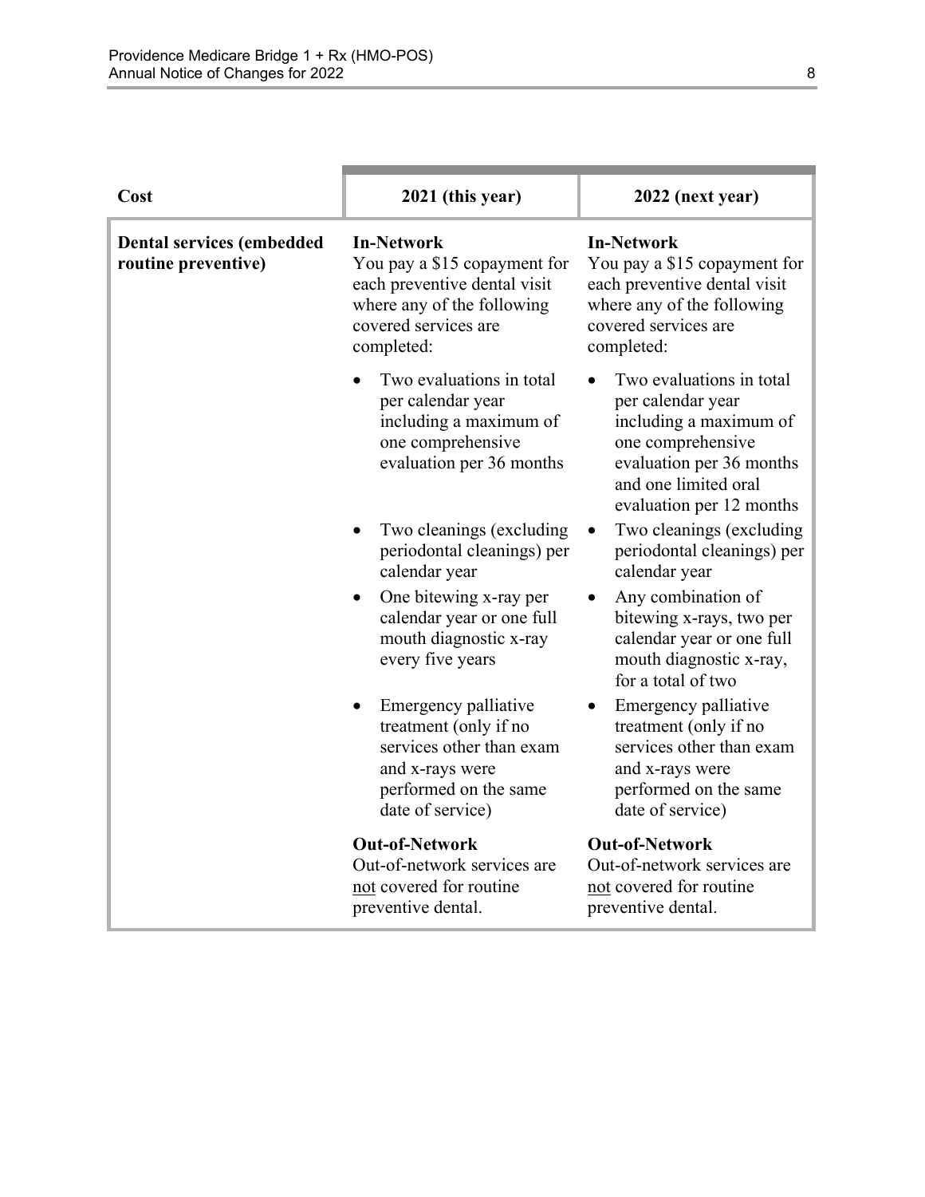| Cost | 2021 (this year) | 2022 (next year) |
|---|---|---|
| **Dental services (embedded routine preventive)** | **In-Network**<br>You pay a $15 copayment for each preventive dental visit where any of the following covered services are completed:<br>• Two evaluations in total per calendar year including a maximum of one comprehensive evaluation per 36 months<br>• Two cleanings (excluding periodontal cleanings) per calendar year<br>• One bitewing x-ray per calendar year or one full mouth diagnostic x-ray every five years<br>• Emergency palliative treatment (only if no services other than exam and x-rays were performed on the same date of service)<br><br>**Out-of-Network**<br>Out-of-network services are not covered for routine preventive dental. | **In-Network**<br>You pay a $15 copayment for each preventive dental visit where any of the following covered services are completed:<br>• Two evaluations in total per calendar year including a maximum of one comprehensive evaluation per 36 months and one limited oral evaluation per 12 months<br>• Two cleanings (excluding periodontal cleanings) per calendar year<br>• Any combination of bitewing x-rays, two per calendar year or one full mouth diagnostic x-ray, for a total of two<br>• Emergency palliative treatment (only if no services other than exam and x-rays were performed on the same date of service)<br><br>**Out-of-Network**<br>Out-of-network services are not covered for routine preventive dental. |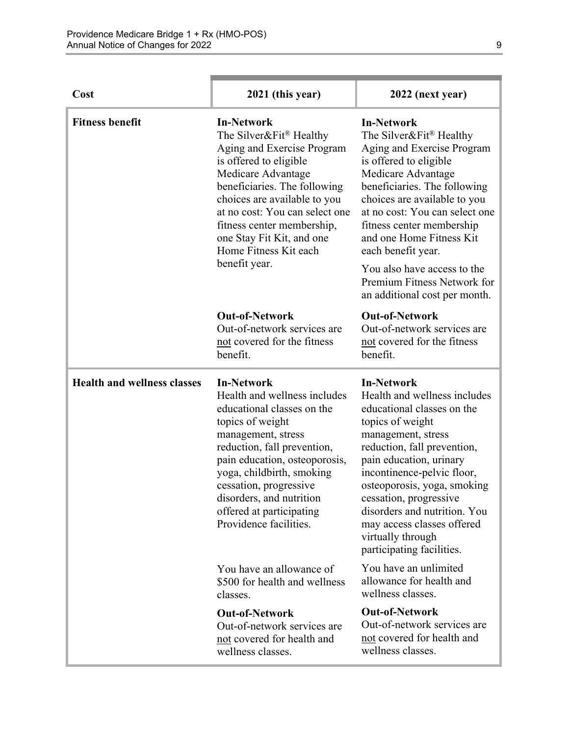| Cost | 2021 (this year) | 2022 (next year) |
|---|---|---|
| **Fitness benefit** | **In-Network**<br>The Silver&Fit® Healthy Aging and Exercise Program is offered to eligible Medicare Advantage beneficiaries. The following choices are available to you at no cost: You can select one fitness center membership, one Stay Fit Kit, and one Home Fitness Kit each benefit year.<br><br>**Out-of-Network**<br>Out-of-network services are not covered for the fitness benefit. | **In-Network**<br>The Silver&Fit® Healthy Aging and Exercise Program is offered to eligible Medicare Advantage beneficiaries. The following choices are available to you at no cost: You can select one fitness center membership and one Home Fitness Kit each benefit year.<br><br>You also have access to the Premium Fitness Network for an additional cost per month.<br><br>**Out-of-Network**<br>Out-of-network services are not covered for the fitness benefit. |
| **Health and wellness classes** | **In-Network**<br>Health and wellness includes educational classes on the topics of weight management, stress reduction, fall prevention, pain education, osteoporosis, yoga, childbirth, smoking cessation, progressive disorders, and nutrition offered at participating Providence facilities.<br><br>You have an allowance of $500 for health and wellness classes.<br><br>**Out-of-Network**<br>Out-of-network services are not covered for health and wellness classes. | **In-Network**<br>Health and wellness includes educational classes on the topics of weight management, stress reduction, fall prevention, pain education, urinary incontinence-pelvic floor, osteoporosis, yoga, smoking cessation, progressive disorders and nutrition. You may access classes offered virtually through participating facilities.<br><br>You have an unlimited allowance for health and wellness classes.<br><br>**Out-of-Network**<br>Out-of-network services are not covered for health and wellness classes. |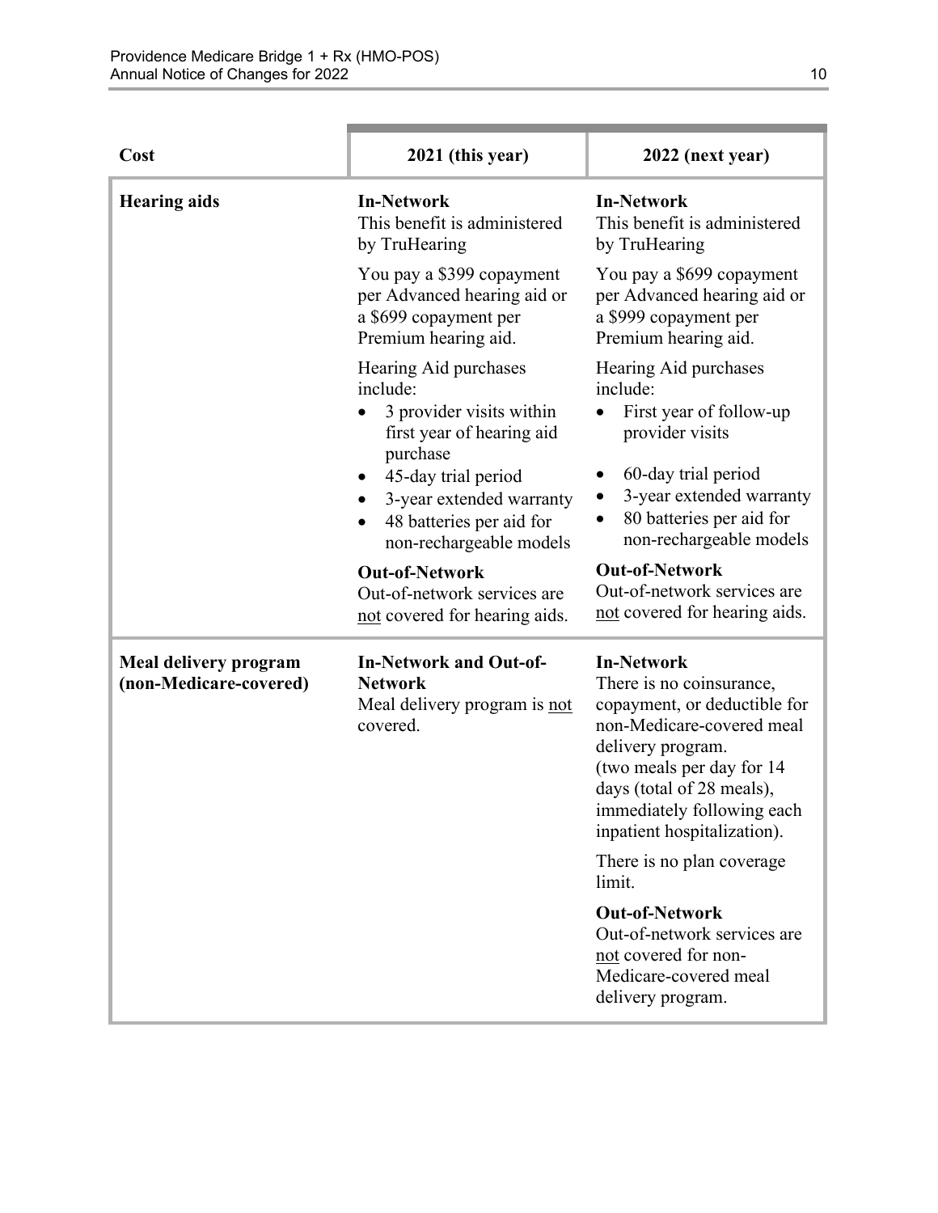| Cost | 2021 (this year) | 2022 (next year) |
|---|---|---|
| **Hearing aids** | **In-Network**<br>This benefit is administered by TruHearing<br><br>You pay a $399 copayment per Advanced hearing aid or a $699 copayment per Premium hearing aid.<br><br>Hearing Aid purchases include:<br>• 3 provider visits within first year of hearing aid purchase<br>• 45-day trial period<br>• 3-year extended warranty<br>• 48 batteries per aid for non-rechargeable models<br><br>**Out-of-Network**<br>Out-of-network services are <u>not</u> covered for hearing aids. | **In-Network**<br>This benefit is administered by TruHearing<br><br>You pay a $699 copayment per Advanced hearing aid or a $999 copayment per Premium hearing aid.<br><br>Hearing Aid purchases include:<br>• First year of follow-up provider visits<br>• 60-day trial period<br>• 3-year extended warranty<br>• 80 batteries per aid for non-rechargeable models<br><br>**Out-of-Network**<br>Out-of-network services are <u>not</u> covered for hearing aids. |
| **Meal delivery program (non-Medicare-covered)** | **In-Network and Out-of-Network**<br>Meal delivery program is <u>not</u> covered. | **In-Network**<br>There is no coinsurance, copayment, or deductible for non-Medicare-covered meal delivery program. (two meals per day for 14 days (total of 28 meals), immediately following each inpatient hospitalization).<br><br>There is no plan coverage limit.<br><br>**Out-of-Network**<br>Out-of-network services are <u>not</u> covered for non-Medicare-covered meal delivery program. |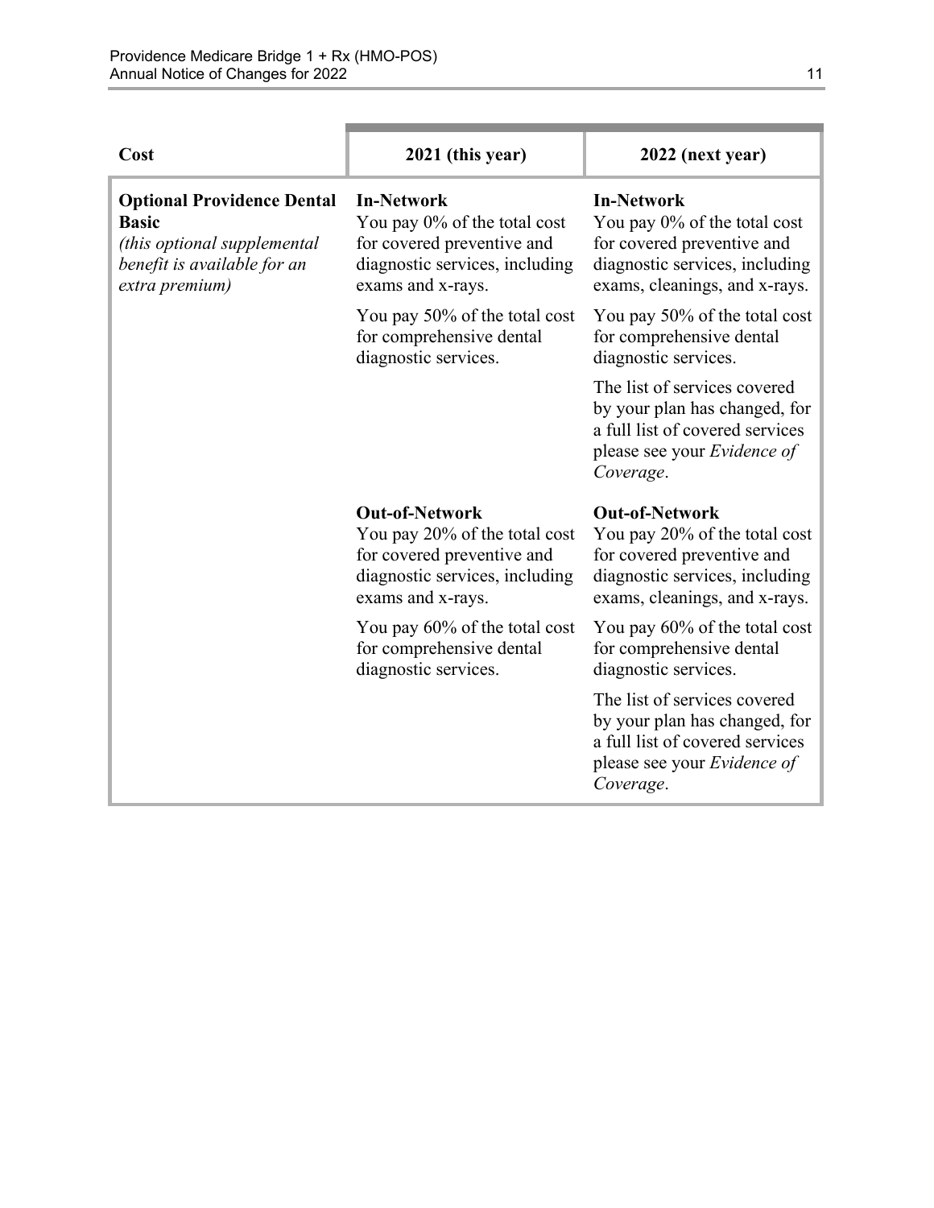| Cost | 2021 (this year) | 2022 (next year) |
|---|---|---|
| **Optional Providence Dental Basic**<br>*(this optional supplemental benefit is available for an extra premium)* | **In-Network**<br>You pay 0% of the total cost for covered preventive and diagnostic services, including exams and x-rays.<br><br>You pay 50% of the total cost for comprehensive dental diagnostic services. | **In-Network**<br>You pay 0% of the total cost for covered preventive and diagnostic services, including exams, cleanings, and x-rays.<br><br>You pay 50% of the total cost for comprehensive dental diagnostic services.<br><br>The list of services covered by your plan has changed, for a full list of covered services please see your *Evidence of Coverage*. |
| | **Out-of-Network**<br>You pay 20% of the total cost for covered preventive and diagnostic services, including exams and x-rays.<br><br>You pay 60% of the total cost for comprehensive dental diagnostic services. | **Out-of-Network**<br>You pay 20% of the total cost for covered preventive and diagnostic services, including exams, cleanings, and x-rays.<br><br>You pay 60% of the total cost for comprehensive dental diagnostic services.<br><br>The list of services covered by your plan has changed, for a full list of covered services please see your *Evidence of Coverage*. |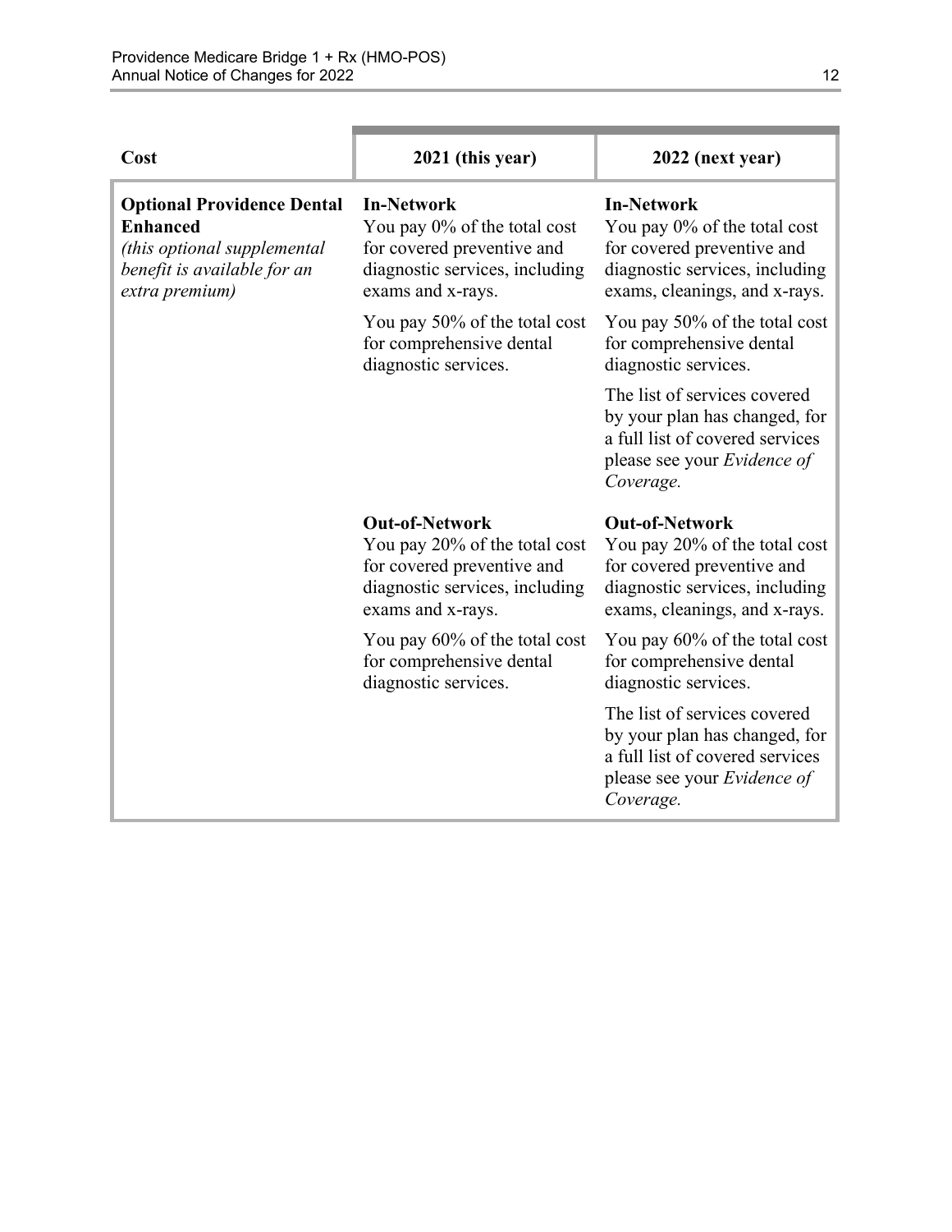| Cost | 2021 (this year) | 2022 (next year) |
|---|---|---|
| **Optional Providence Dental Enhanced** *(this optional supplemental benefit is available for an extra premium)* | **In-Network**<br>You pay 0% of the total cost for covered preventive and diagnostic services, including exams and x-rays.<br><br>You pay 50% of the total cost for comprehensive dental diagnostic services. | **In-Network**<br>You pay 0% of the total cost for covered preventive and diagnostic services, including exams, cleanings, and x-rays.<br><br>You pay 50% of the total cost for comprehensive dental diagnostic services.<br><br>The list of services covered by your plan has changed, for a full list of covered services please see your *Evidence of Coverage.* |
| | **Out-of-Network**<br>You pay 20% of the total cost for covered preventive and diagnostic services, including exams and x-rays.<br><br>You pay 60% of the total cost for comprehensive dental diagnostic services. | **Out-of-Network**<br>You pay 20% of the total cost for covered preventive and diagnostic services, including exams, cleanings, and x-rays.<br><br>You pay 60% of the total cost for comprehensive dental diagnostic services.<br><br>The list of services covered by your plan has changed, for a full list of covered services please see your *Evidence of Coverage.* |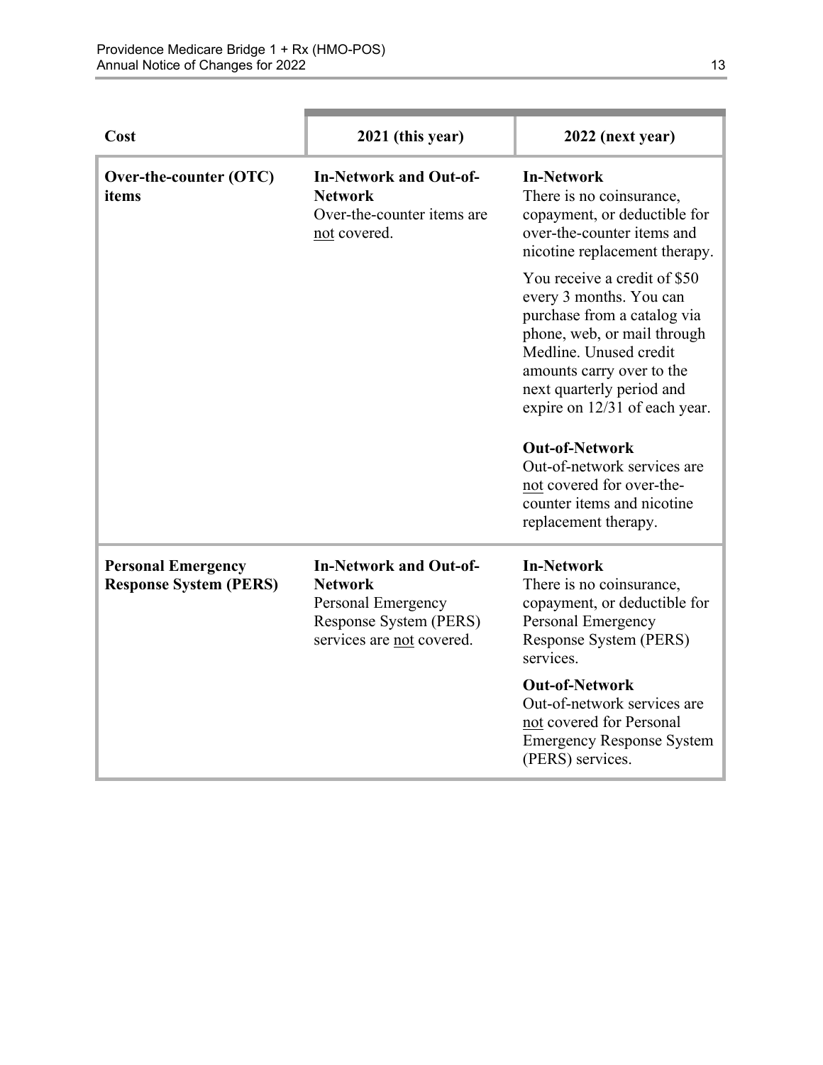| Cost | 2021 (this year) | 2022 (next year) |
|---|---|---|
| **Over-the-counter (OTC) items** | **In-Network and Out-of-Network**<br>Over-the-counter items are not covered. | **In-Network**<br>There is no coinsurance, copayment, or deductible for over-the-counter items and nicotine replacement therapy.<br><br>You receive a credit of $50 every 3 months. You can purchase from a catalog via phone, web, or mail through Medline. Unused credit amounts carry over to the next quarterly period and expire on 12/31 of each year.<br><br>**Out-of-Network**<br>Out-of-network services are not covered for over-the-counter items and nicotine replacement therapy. |
| **Personal Emergency Response System (PERS)** | **In-Network and Out-of-Network**<br>Personal Emergency Response System (PERS) services are not covered. | **In-Network**<br>There is no coinsurance, copayment, or deductible for Personal Emergency Response System (PERS) services.<br><br>**Out-of-Network**<br>Out-of-network services are not covered for Personal Emergency Response System (PERS) services. |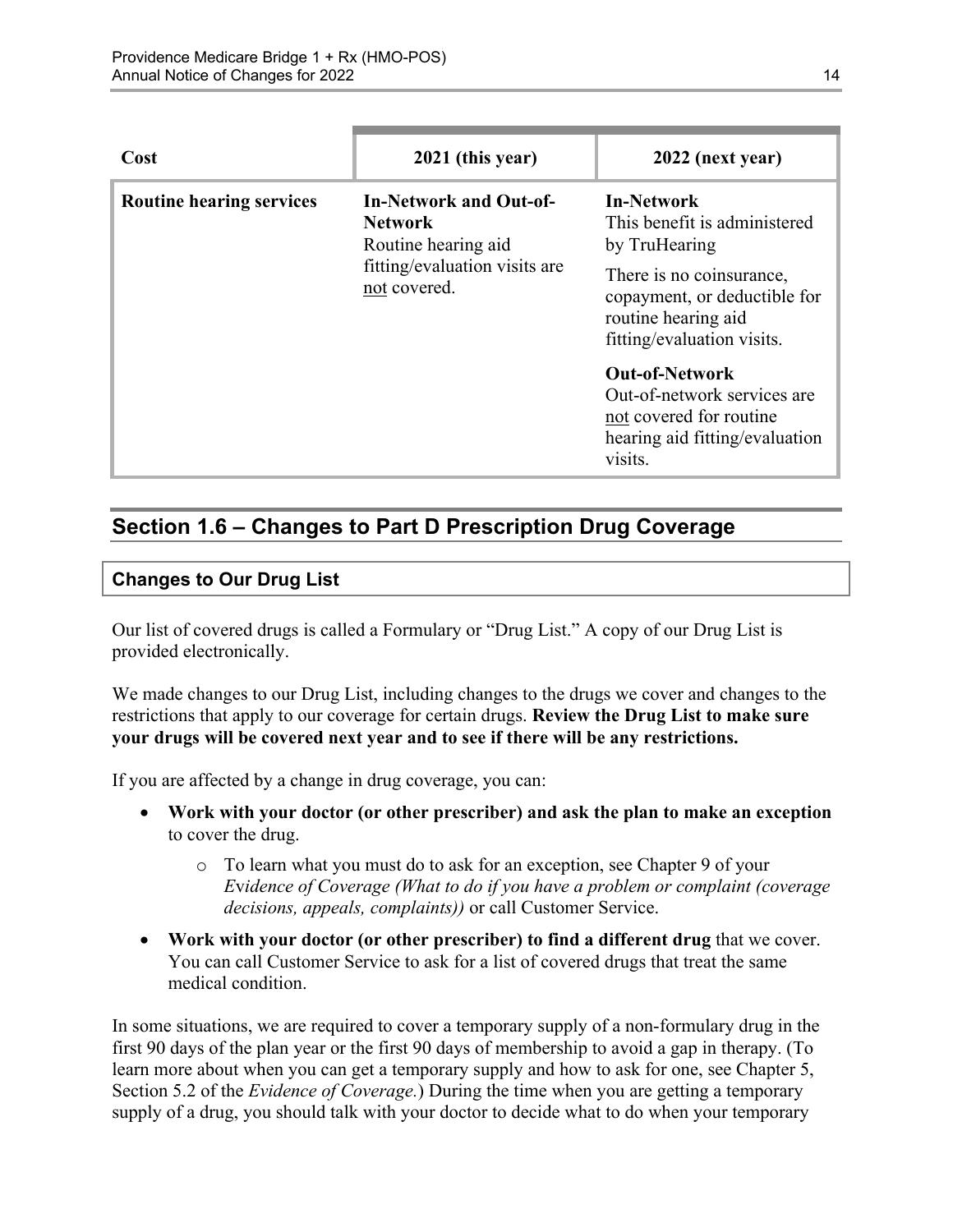| Cost | 2021 (this year) | 2022 (next year) |
|---|---|---|
| **Routine hearing services** | **In-Network and Out-of-Network** Routine hearing aid fitting/evaluation visits are not covered. | **In-Network** This benefit is administered by TruHearing There is no coinsurance, copayment, or deductible for routine hearing aid fitting/evaluation visits. **Out-of-Network** Out-of-network services are not covered for routine hearing aid fitting/evaluation visits. |

## Section 1.6 – Changes to Part D Prescription Drug Coverage

### Changes to Our Drug List

Our list of covered drugs is called a Formulary or "Drug List." A copy of our Drug List is provided electronically.

We made changes to our Drug List, including changes to the drugs we cover and changes to the restrictions that apply to our coverage for certain drugs. **Review the Drug List to make sure your drugs will be covered next year and to see if there will be any restrictions.**

If you are affected by a change in drug coverage, you can:

- **Work with your doctor (or other prescriber) and ask the plan to make an exception** to cover the drug.
  - To learn what you must do to ask for an exception, see Chapter 9 of your *Evidence of Coverage (What to do if you have a problem or complaint (coverage decisions, appeals, complaints))* or call Customer Service.
- **Work with your doctor (or other prescriber) to find a different drug** that we cover. You can call Customer Service to ask for a list of covered drugs that treat the same medical condition.

In some situations, we are required to cover a temporary supply of a non-formulary drug in the first 90 days of the plan year or the first 90 days of membership to avoid a gap in therapy. (To learn more about when you can get a temporary supply and how to ask for one, see Chapter 5, Section 5.2 of the *Evidence of Coverage.*) During the time when you are getting a temporary supply of a drug, you should talk with your doctor to decide what to do when your temporary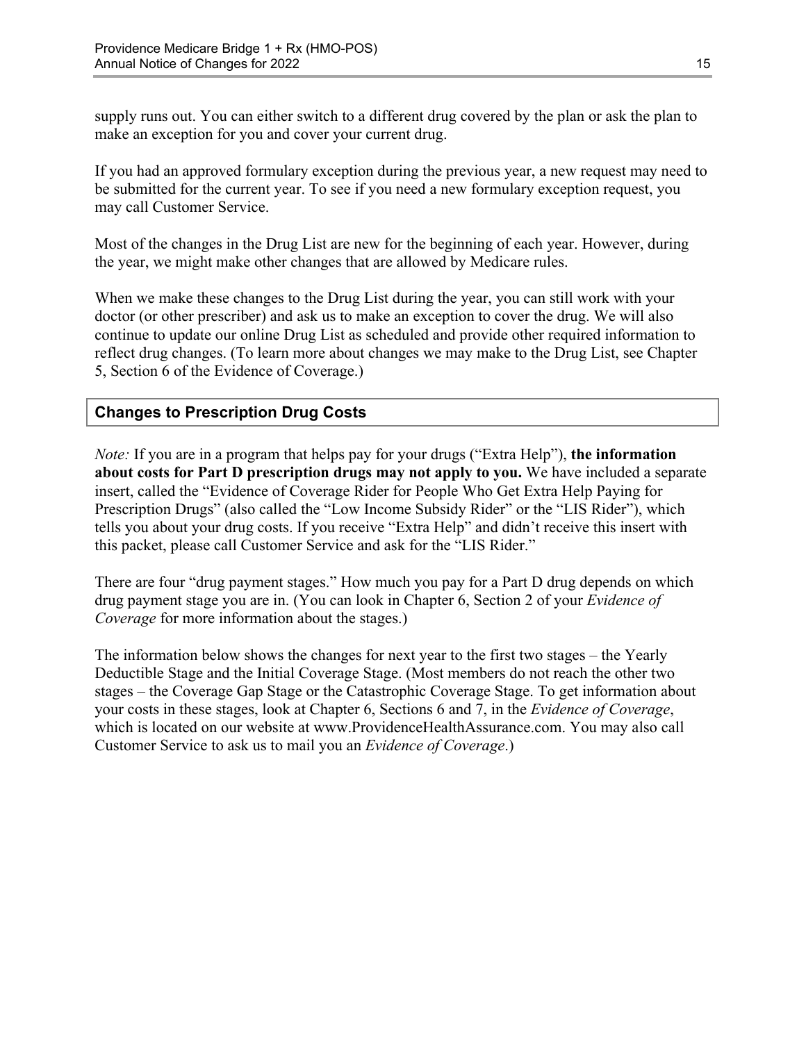supply runs out. You can either switch to a different drug covered by the plan or ask the plan to make an exception for you and cover your current drug.

If you had an approved formulary exception during the previous year, a new request may need to be submitted for the current year. To see if you need a new formulary exception request, you may call Customer Service.

Most of the changes in the Drug List are new for the beginning of each year. However, during the year, we might make other changes that are allowed by Medicare rules.

When we make these changes to the Drug List during the year, you can still work with your doctor (or other prescriber) and ask us to make an exception to cover the drug. We will also continue to update our online Drug List as scheduled and provide other required information to reflect drug changes. (To learn more about changes we may make to the Drug List, see Chapter 5, Section 6 of the Evidence of Coverage.)

### Changes to Prescription Drug Costs

*Note:* If you are in a program that helps pay for your drugs ("Extra Help"), **the information about costs for Part D prescription drugs may not apply to you.** We have included a separate insert, called the "Evidence of Coverage Rider for People Who Get Extra Help Paying for Prescription Drugs" (also called the "Low Income Subsidy Rider" or the "LIS Rider"), which tells you about your drug costs. If you receive "Extra Help" and didn't receive this insert with this packet, please call Customer Service and ask for the "LIS Rider."

There are four "drug payment stages." How much you pay for a Part D drug depends on which drug payment stage you are in. (You can look in Chapter 6, Section 2 of your *Evidence of Coverage* for more information about the stages.)

The information below shows the changes for next year to the first two stages – the Yearly Deductible Stage and the Initial Coverage Stage. (Most members do not reach the other two stages – the Coverage Gap Stage or the Catastrophic Coverage Stage. To get information about your costs in these stages, look at Chapter 6, Sections 6 and 7, in the *Evidence of Coverage*, which is located on our website at www.ProvidenceHealthAssurance.com. You may also call Customer Service to ask us to mail you an *Evidence of Coverage*.)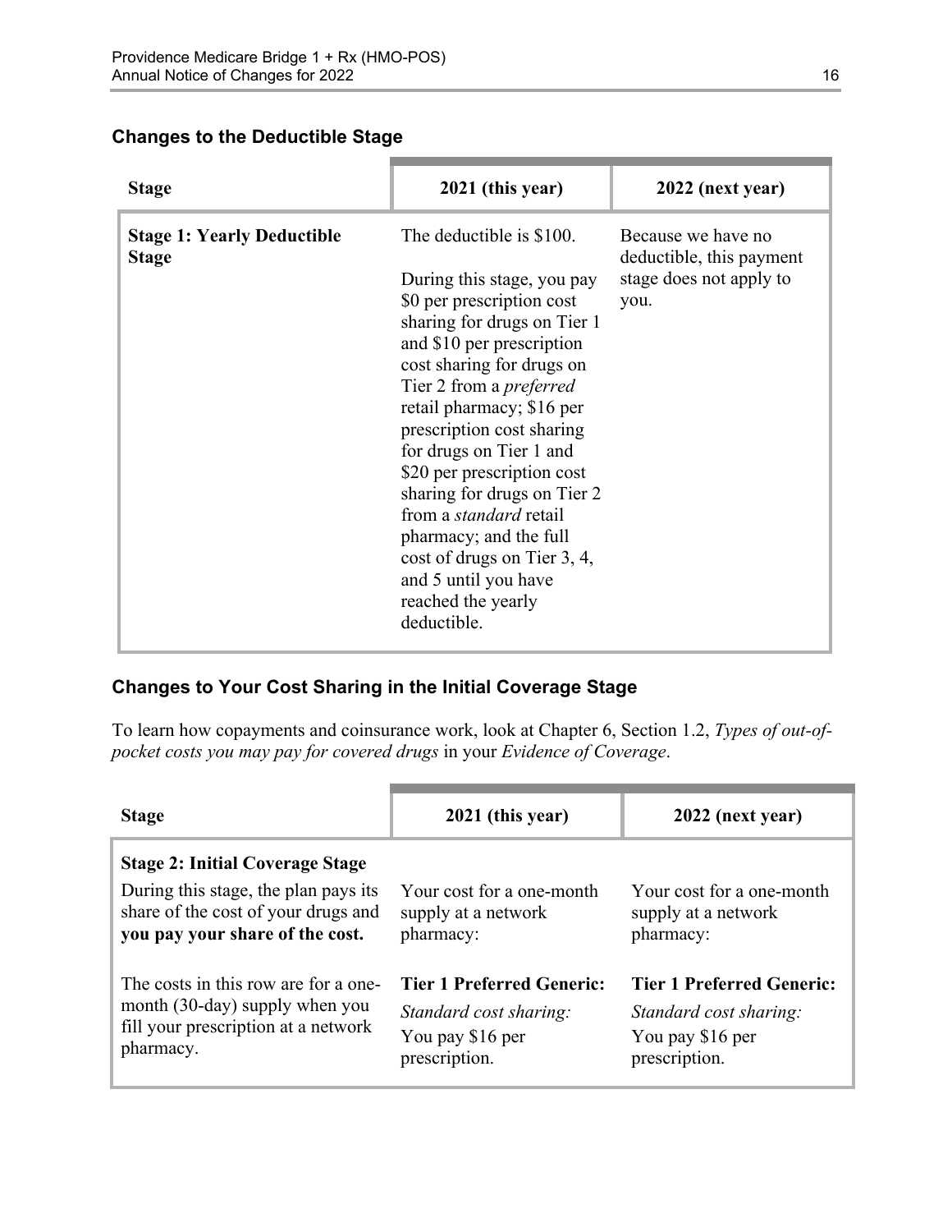### Changes to the Deductible Stage

| Stage | 2021 (this year) | 2022 (next year) |
|---|---|---|
| **Stage 1: Yearly Deductible Stage** | The deductible is $100.<br><br>During this stage, you pay $0 per prescription cost sharing for drugs on Tier 1 and $10 per prescription cost sharing for drugs on Tier 2 from a *preferred* retail pharmacy; $16 per prescription cost sharing for drugs on Tier 1 and $20 per prescription cost sharing for drugs on Tier 2 from a *standard* retail pharmacy; and the full cost of drugs on Tier 3, 4, and 5 until you have reached the yearly deductible. | Because we have no deductible, this payment stage does not apply to you. |

### Changes to Your Cost Sharing in the Initial Coverage Stage

To learn how copayments and coinsurance work, look at Chapter 6, Section 1.2, *Types of out-of-pocket costs you may pay for covered drugs* in your *Evidence of Coverage*.

| Stage | 2021 (this year) | 2022 (next year) |
|---|---|---|
| **Stage 2: Initial Coverage Stage**<br><br>During this stage, the plan pays its share of the cost of your drugs and **you pay your share of the cost.** | Your cost for a one-month supply at a network pharmacy: | Your cost for a one-month supply at a network pharmacy: |
| The costs in this row are for a one-month (30-day) supply when you fill your prescription at a network pharmacy. | **Tier 1 Preferred Generic:**<br>*Standard cost sharing:*<br>You pay $16 per prescription. | **Tier 1 Preferred Generic:**<br>*Standard cost sharing:*<br>You pay $16 per prescription. |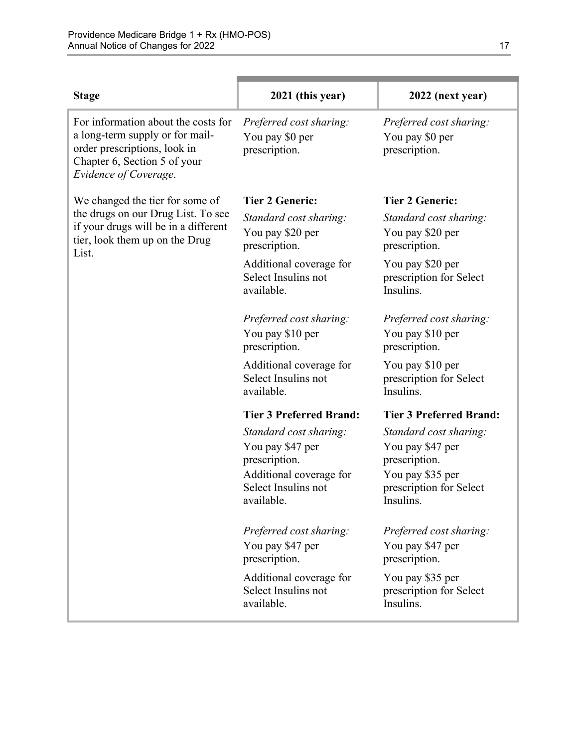| Stage | 2021 (this year) | 2022 (next year) |
|---|---|---|
| For information about the costs for a long-term supply or for mail-order prescriptions, look in Chapter 6, Section 5 of your *Evidence of Coverage*. | *Preferred cost sharing:* You pay $0 per prescription. | *Preferred cost sharing:* You pay $0 per prescription. |
| We changed the tier for some of the drugs on our Drug List. To see if your drugs will be in a different tier, look them up on the Drug List. | **Tier 2 Generic:**<br>*Standard cost sharing:* You pay $20 per prescription.<br>Additional coverage for Select Insulins not available. | **Tier 2 Generic:**<br>*Standard cost sharing:* You pay $20 per prescription.<br>You pay $20 per prescription for Select Insulins. |
| | *Preferred cost sharing:* You pay $10 per prescription.<br>Additional coverage for Select Insulins not available. | *Preferred cost sharing:* You pay $10 per prescription.<br>You pay $10 per prescription for Select Insulins. |
| | **Tier 3 Preferred Brand:**<br>*Standard cost sharing:* You pay $47 per prescription.<br>Additional coverage for Select Insulins not available. | **Tier 3 Preferred Brand:**<br>*Standard cost sharing:* You pay $47 per prescription.<br>You pay $35 per prescription for Select Insulins. |
| | *Preferred cost sharing:* You pay $47 per prescription.<br>Additional coverage for Select Insulins not available. | *Preferred cost sharing:* You pay $47 per prescription.<br>You pay $35 per prescription for Select Insulins. |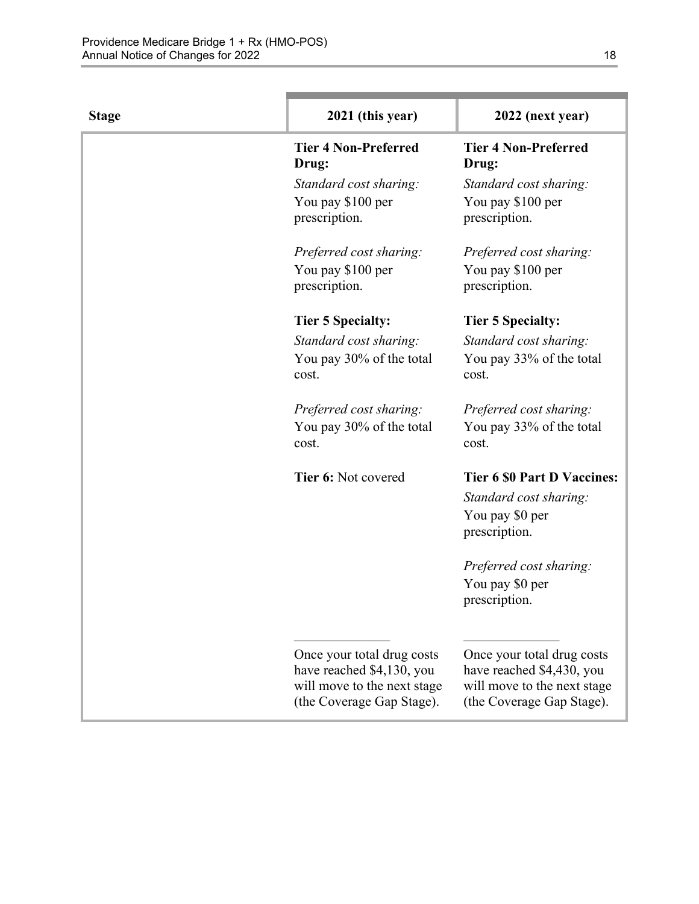| Stage | 2021 (this year) | 2022 (next year) |
|---|---|---|
| | **Tier 4 Non-Preferred Drug:**<br>*Standard cost sharing:*<br>You pay $100 per prescription.<br><br>*Preferred cost sharing:*<br>You pay $100 per prescription.<br><br>**Tier 5 Specialty:**<br>*Standard cost sharing:*<br>You pay 30% of the total cost.<br><br>*Preferred cost sharing:*<br>You pay 30% of the total cost.<br><br>**Tier 6:** Not covered<br><br>______________<br>Once your total drug costs have reached $4,130, you will move to the next stage (the Coverage Gap Stage). | **Tier 4 Non-Preferred Drug:**<br>*Standard cost sharing:*<br>You pay $100 per prescription.<br><br>*Preferred cost sharing:*<br>You pay $100 per prescription.<br><br>**Tier 5 Specialty:**<br>*Standard cost sharing:*<br>You pay 33% of the total cost.<br><br>*Preferred cost sharing:*<br>You pay 33% of the total cost.<br><br>**Tier 6 $0 Part D Vaccines:**<br>*Standard cost sharing:*<br>You pay $0 per prescription.<br><br>*Preferred cost sharing:*<br>You pay $0 per prescription.<br><br>______________<br>Once your total drug costs have reached $4,430, you will move to the next stage (the Coverage Gap Stage). |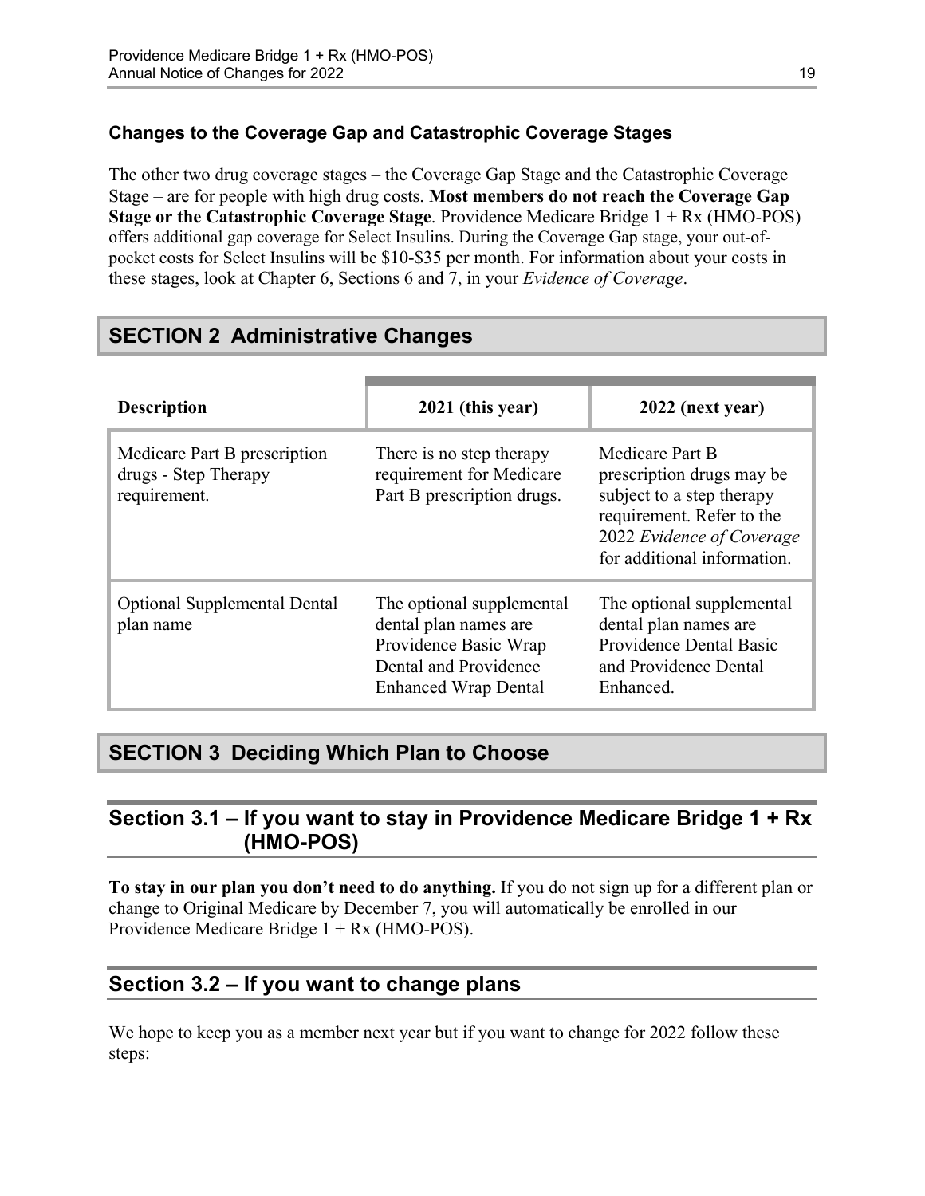### Changes to the Coverage Gap and Catastrophic Coverage Stages

The other two drug coverage stages – the Coverage Gap Stage and the Catastrophic Coverage Stage – are for people with high drug costs. **Most members do not reach the Coverage Gap Stage or the Catastrophic Coverage Stage**. Providence Medicare Bridge 1 + Rx (HMO-POS) offers additional gap coverage for Select Insulins. During the Coverage Gap stage, your out-of-pocket costs for Select Insulins will be $10-$35 per month. For information about your costs in these stages, look at Chapter 6, Sections 6 and 7, in your *Evidence of Coverage*.

## SECTION 2 Administrative Changes

| Description | 2021 (this year) | 2022 (next year) |
|---|---|---|
| Medicare Part B prescription drugs - Step Therapy requirement. | There is no step therapy requirement for Medicare Part B prescription drugs. | Medicare Part B prescription drugs may be subject to a step therapy requirement. Refer to the 2022 *Evidence of Coverage* for additional information. |
| Optional Supplemental Dental plan name | The optional supplemental dental plan names are Providence Basic Wrap Dental and Providence Enhanced Wrap Dental | The optional supplemental dental plan names are Providence Dental Basic and Providence Dental Enhanced. |

## SECTION 3 Deciding Which Plan to Choose

### Section 3.1 – If you want to stay in Providence Medicare Bridge 1 + Rx (HMO-POS)

**To stay in our plan you don't need to do anything.** If you do not sign up for a different plan or change to Original Medicare by December 7, you will automatically be enrolled in our Providence Medicare Bridge 1 + Rx (HMO-POS).

### Section 3.2 – If you want to change plans

We hope to keep you as a member next year but if you want to change for 2022 follow these steps: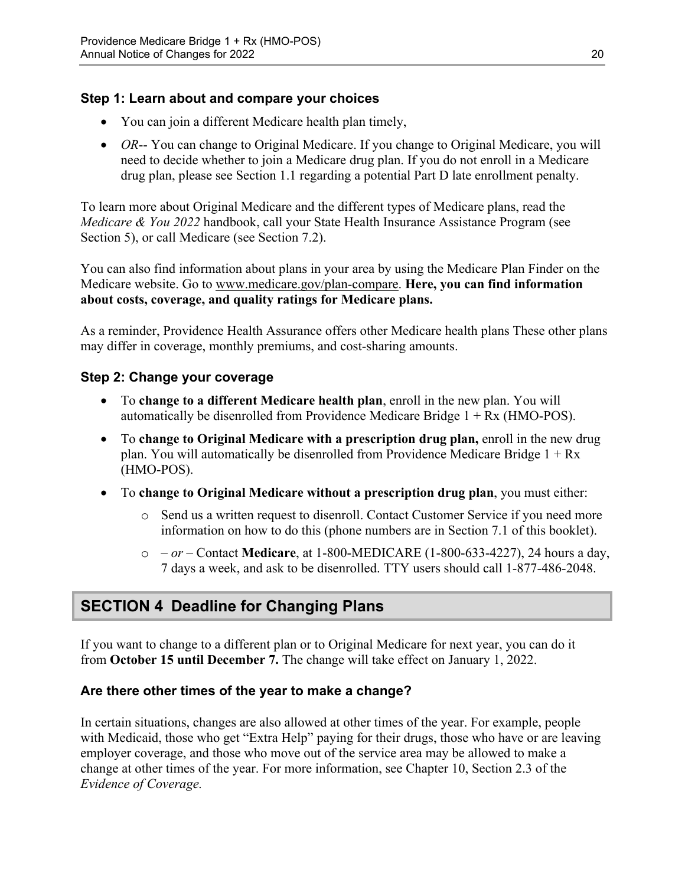### Step 1: Learn about and compare your choices

- You can join a different Medicare health plan timely,
- *OR*-- You can change to Original Medicare. If you change to Original Medicare, you will need to decide whether to join a Medicare drug plan. If you do not enroll in a Medicare drug plan, please see Section 1.1 regarding a potential Part D late enrollment penalty.

To learn more about Original Medicare and the different types of Medicare plans, read the *Medicare & You 2022* handbook, call your State Health Insurance Assistance Program (see Section 5), or call Medicare (see Section 7.2).

You can also find information about plans in your area by using the Medicare Plan Finder on the Medicare website. Go to www.medicare.gov/plan-compare. **Here, you can find information about costs, coverage, and quality ratings for Medicare plans.**

As a reminder, Providence Health Assurance offers other Medicare health plans These other plans may differ in coverage, monthly premiums, and cost-sharing amounts.

### Step 2: Change your coverage

- To **change to a different Medicare health plan**, enroll in the new plan. You will automatically be disenrolled from Providence Medicare Bridge 1 + Rx (HMO-POS).
- To **change to Original Medicare with a prescription drug plan,** enroll in the new drug plan. You will automatically be disenrolled from Providence Medicare Bridge 1 + Rx (HMO-POS).
- To **change to Original Medicare without a prescription drug plan**, you must either:
  - Send us a written request to disenroll. Contact Customer Service if you need more information on how to do this (phone numbers are in Section 7.1 of this booklet).
  - – *or* – Contact **Medicare**, at 1-800-MEDICARE (1-800-633-4227), 24 hours a day, 7 days a week, and ask to be disenrolled. TTY users should call 1-877-486-2048.

## SECTION 4 Deadline for Changing Plans

If you want to change to a different plan or to Original Medicare for next year, you can do it from **October 15 until December 7.** The change will take effect on January 1, 2022.

### Are there other times of the year to make a change?

In certain situations, changes are also allowed at other times of the year. For example, people with Medicaid, those who get "Extra Help" paying for their drugs, those who have or are leaving employer coverage, and those who move out of the service area may be allowed to make a change at other times of the year. For more information, see Chapter 10, Section 2.3 of the *Evidence of Coverage.*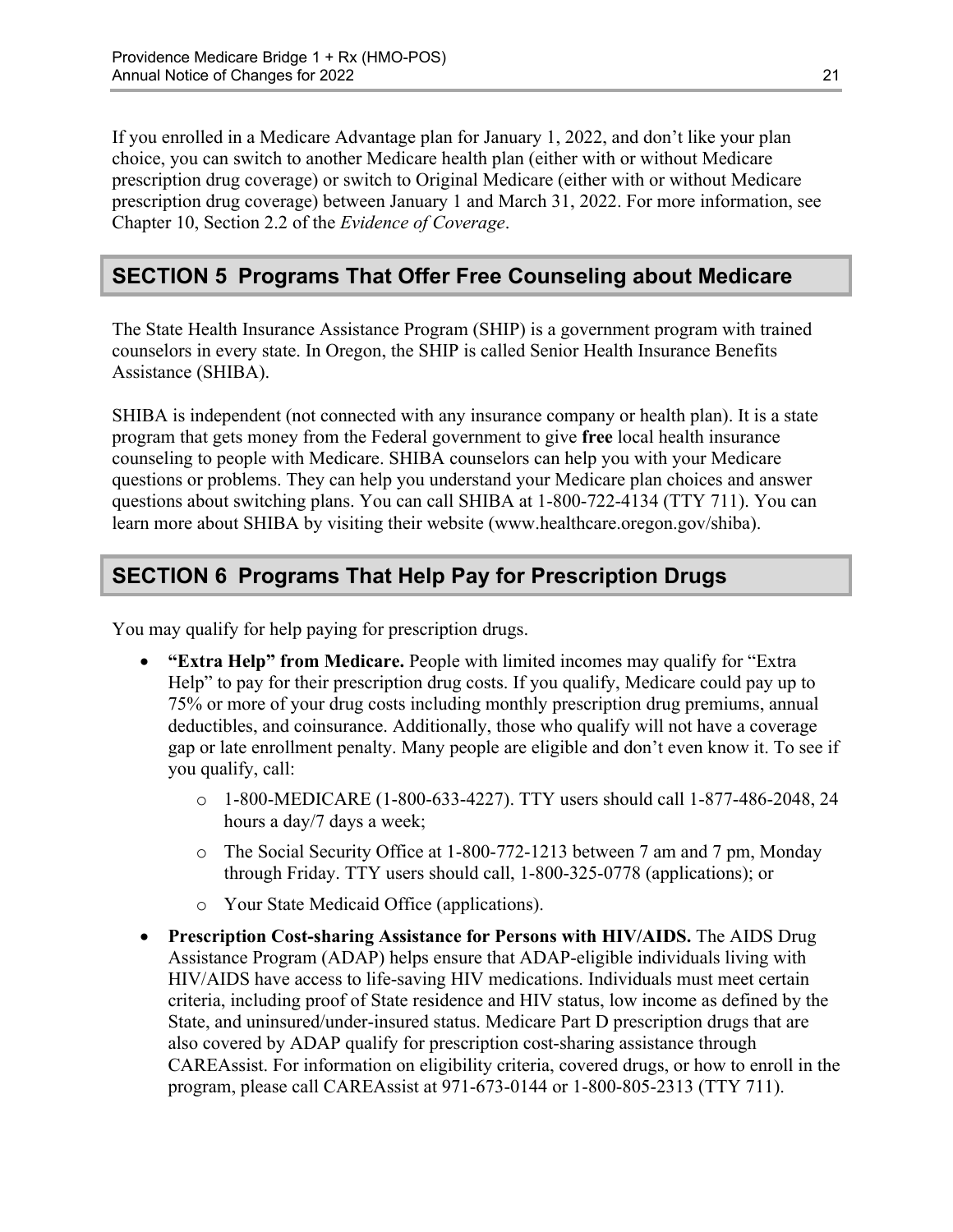If you enrolled in a Medicare Advantage plan for January 1, 2022, and don't like your plan choice, you can switch to another Medicare health plan (either with or without Medicare prescription drug coverage) or switch to Original Medicare (either with or without Medicare prescription drug coverage) between January 1 and March 31, 2022. For more information, see Chapter 10, Section 2.2 of the *Evidence of Coverage*.

## SECTION 5 Programs That Offer Free Counseling about Medicare

The State Health Insurance Assistance Program (SHIP) is a government program with trained counselors in every state. In Oregon, the SHIP is called Senior Health Insurance Benefits Assistance (SHIBA).

SHIBA is independent (not connected with any insurance company or health plan). It is a state program that gets money from the Federal government to give **free** local health insurance counseling to people with Medicare. SHIBA counselors can help you with your Medicare questions or problems. They can help you understand your Medicare plan choices and answer questions about switching plans. You can call SHIBA at 1-800-722-4134 (TTY 711). You can learn more about SHIBA by visiting their website (www.healthcare.oregon.gov/shiba).

## SECTION 6 Programs That Help Pay for Prescription Drugs

You may qualify for help paying for prescription drugs.

- **"Extra Help" from Medicare.** People with limited incomes may qualify for "Extra Help" to pay for their prescription drug costs. If you qualify, Medicare could pay up to 75% or more of your drug costs including monthly prescription drug premiums, annual deductibles, and coinsurance. Additionally, those who qualify will not have a coverage gap or late enrollment penalty. Many people are eligible and don't even know it. To see if you qualify, call:
  - 1-800-MEDICARE (1-800-633-4227). TTY users should call 1-877-486-2048, 24 hours a day/7 days a week;
  - The Social Security Office at 1-800-772-1213 between 7 am and 7 pm, Monday through Friday. TTY users should call, 1-800-325-0778 (applications); or
  - Your State Medicaid Office (applications).
- **Prescription Cost-sharing Assistance for Persons with HIV/AIDS.** The AIDS Drug Assistance Program (ADAP) helps ensure that ADAP-eligible individuals living with HIV/AIDS have access to life-saving HIV medications. Individuals must meet certain criteria, including proof of State residence and HIV status, low income as defined by the State, and uninsured/under-insured status. Medicare Part D prescription drugs that are also covered by ADAP qualify for prescription cost-sharing assistance through CAREAssist. For information on eligibility criteria, covered drugs, or how to enroll in the program, please call CAREAssist at 971-673-0144 or 1-800-805-2313 (TTY 711).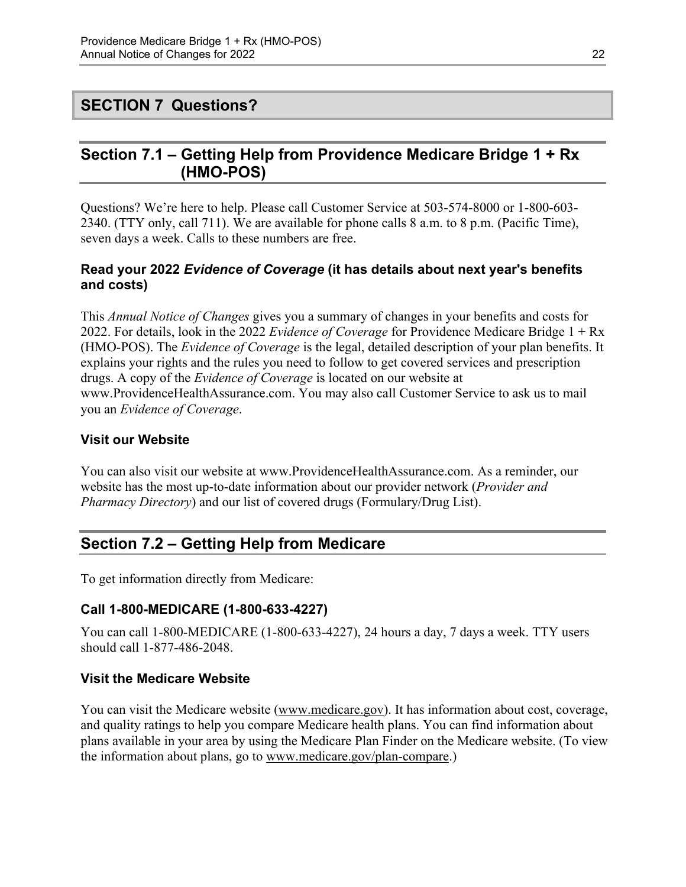# SECTION 7 Questions?

## Section 7.1 – Getting Help from Providence Medicare Bridge 1 + Rx (HMO-POS)

Questions? We're here to help. Please call Customer Service at 503-574-8000 or 1-800-603-2340. (TTY only, call 711). We are available for phone calls 8 a.m. to 8 p.m. (Pacific Time), seven days a week. Calls to these numbers are free.

### Read your 2022 *Evidence of Coverage* (it has details about next year's benefits and costs)

This *Annual Notice of Changes* gives you a summary of changes in your benefits and costs for 2022. For details, look in the 2022 *Evidence of Coverage* for Providence Medicare Bridge 1 + Rx (HMO-POS). The *Evidence of Coverage* is the legal, detailed description of your plan benefits. It explains your rights and the rules you need to follow to get covered services and prescription drugs. A copy of the *Evidence of Coverage* is located on our website at www.ProvidenceHealthAssurance.com. You may also call Customer Service to ask us to mail you an *Evidence of Coverage*.

### Visit our Website

You can also visit our website at www.ProvidenceHealthAssurance.com. As a reminder, our website has the most up-to-date information about our provider network (*Provider and Pharmacy Directory*) and our list of covered drugs (Formulary/Drug List).

## Section 7.2 – Getting Help from Medicare

To get information directly from Medicare:

### Call 1-800-MEDICARE (1-800-633-4227)

You can call 1-800-MEDICARE (1-800-633-4227), 24 hours a day, 7 days a week. TTY users should call 1-877-486-2048.

### Visit the Medicare Website

You can visit the Medicare website (www.medicare.gov). It has information about cost, coverage, and quality ratings to help you compare Medicare health plans. You can find information about plans available in your area by using the Medicare Plan Finder on the Medicare website. (To view the information about plans, go to www.medicare.gov/plan-compare.)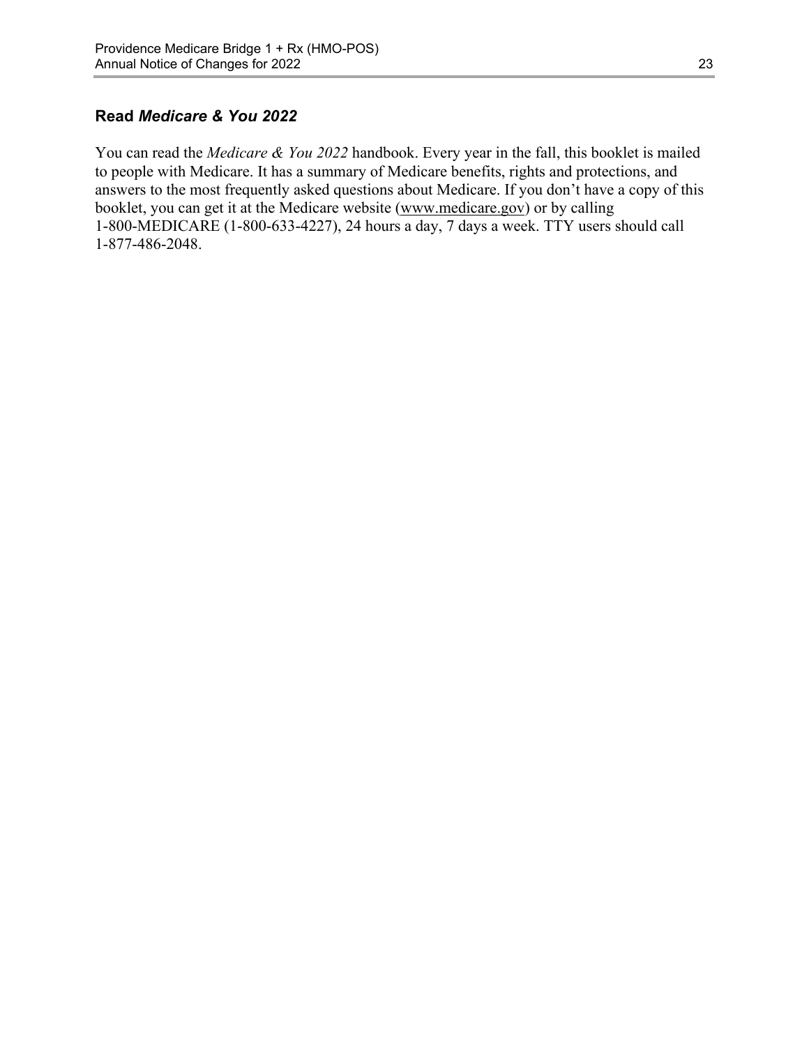### Read *Medicare & You 2022*

You can read the *Medicare & You 2022* handbook. Every year in the fall, this booklet is mailed to people with Medicare. It has a summary of Medicare benefits, rights and protections, and answers to the most frequently asked questions about Medicare. If you don't have a copy of this booklet, you can get it at the Medicare website (www.medicare.gov) or by calling 1-800-MEDICARE (1-800-633-4227), 24 hours a day, 7 days a week. TTY users should call 1-877-486-2048.